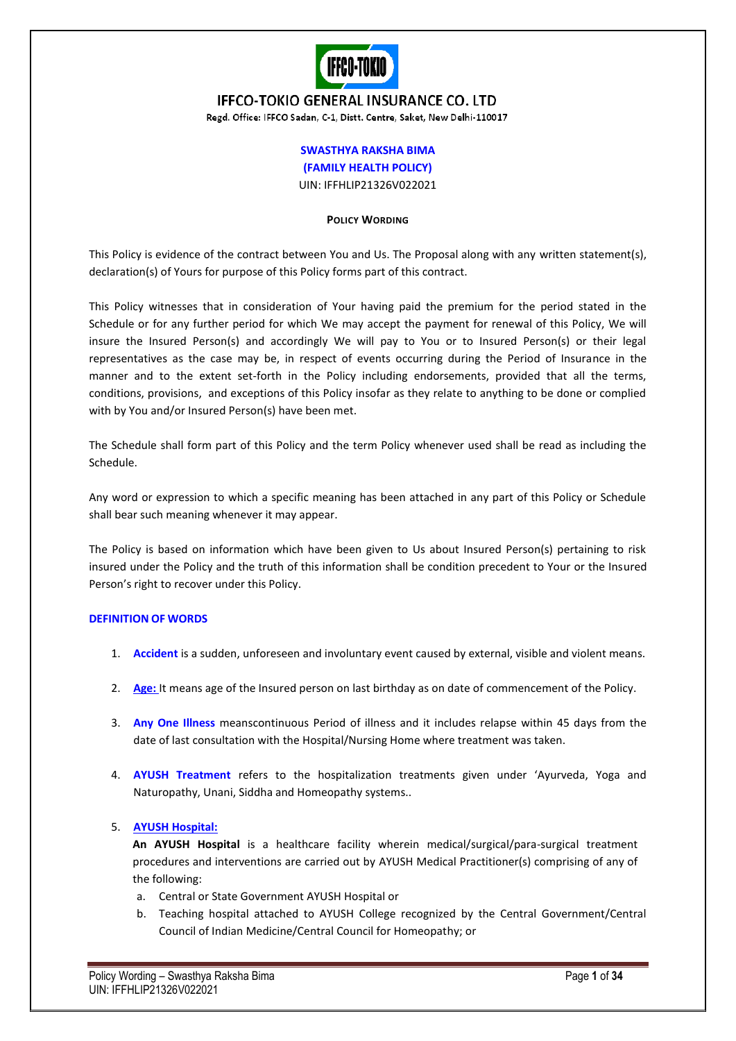# IFFCO-TOKIO GENERAL INSURANCE CO. LTD

Regd. Office: IFFCO Sadan, C-1, Distt. Centre, Saket, New Delhi-110017

**SWASTHYA RAKSHA BIMA**

**(FAMILY HEALTH POLICY)**

UIN: IFFHLIP21326V022021

**POLICY WORDING**

This Policy is evidence of the contract between You and Us. The Proposal along with any written statement(s), declaration(s) of Yours for purpose of this Policy forms part of this contract.

This Policy witnesses that in consideration of Your having paid the premium for the period stated in the Schedule or for any further period for which We may accept the payment for renewal of this Policy, We will insure the Insured Person(s) and accordingly We will pay to You or to Insured Person(s) or their legal representatives as the case may be, in respect of events occurring during the Period of Insurance in the manner and to the extent set-forth in the Policy including endorsements, provided that all the terms, conditions, provisions, and exceptions of this Policy insofar as they relate to anything to be done or complied with by You and/or Insured Person(s) have been met.

The Schedule shall form part of this Policy and the term Policy whenever used shall be read as including the Schedule.

Any word or expression to which a specific meaning has been attached in any part of this Policy or Schedule shall bear such meaning whenever it may appear.

The Policy is based on information which have been given to Us about Insured Person(s) pertaining to risk insured under the Policy and the truth of this information shall be condition precedent to Your or the Insured Person's right to recover under this Policy.

## DEFINITION OF WORDS

1. **Accident** is a sudden, unforeseen and involuntary event caused by external, visible and violent means.

2. **Age:** It means age of the Insured person on last birthday as on date of commencement of the Policy.

3. **Any One Illness** meanscontinuous Period of illness and it includes relapse within 45 days from the date of last consultation with the Hospital/Nursing Home where treatment was taken.

4. **AYUSH Treatment** refers to the hospitalization treatments given under 'Ayurveda, Yoga and Naturopathy, Unani, Siddha and Homeopathy systems..

5. **AYUSH Hospital:**

   **An AYUSH Hospital** is a healthcare facility wherein medical/surgical/para-surgical treatment procedures and interventions are carried out by AYUSH Medical Practitioner(s) comprising of any of the following:

   a. Central or State Government AYUSH Hospital or
   b. Teaching hospital attached to AYUSH College recognized by the Central Government/Central Council of Indian Medicine/Central Council for Homeopathy; or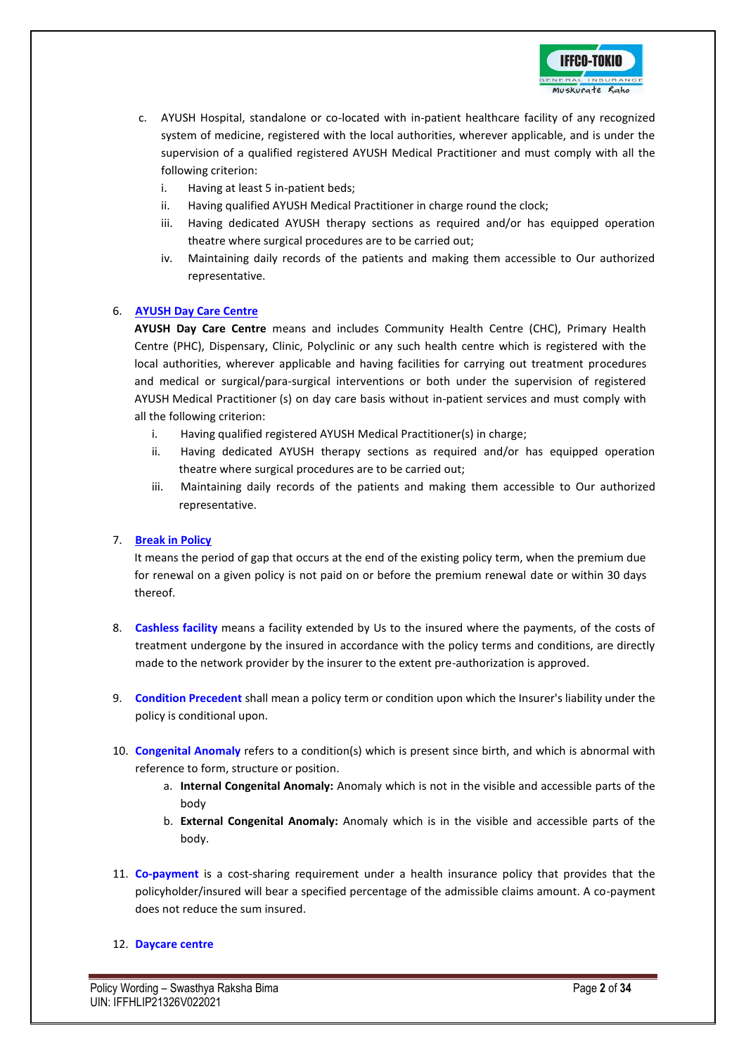c. AYUSH Hospital, standalone or co-located with in-patient healthcare facility of any recognized system of medicine, registered with the local authorities, wherever applicable, and is under the supervision of a qualified registered AYUSH Medical Practitioner and must comply with all the following criterion:
   i. Having at least 5 in-patient beds;
   ii. Having qualified AYUSH Medical Practitioner in charge round the clock;
   iii. Having dedicated AYUSH therapy sections as required and/or has equipped operation theatre where surgical procedures are to be carried out;
   iv. Maintaining daily records of the patients and making them accessible to Our authorized representative.

6. **AYUSH Day Care Centre**

   **AYUSH Day Care Centre** means and includes Community Health Centre (CHC), Primary Health Centre (PHC), Dispensary, Clinic, Polyclinic or any such health centre which is registered with the local authorities, wherever applicable and having facilities for carrying out treatment procedures and medical or surgical/para-surgical interventions or both under the supervision of registered AYUSH Medical Practitioner (s) on day care basis without in-patient services and must comply with all the following criterion:
   i. Having qualified registered AYUSH Medical Practitioner(s) in charge;
   ii. Having dedicated AYUSH therapy sections as required and/or has equipped operation theatre where surgical procedures are to be carried out;
   iii. Maintaining daily records of the patients and making them accessible to Our authorized representative.

7. **Break in Policy**

   It means the period of gap that occurs at the end of the existing policy term, when the premium due for renewal on a given policy is not paid on or before the premium renewal date or within 30 days thereof.

8. **Cashless facility** means a facility extended by Us to the insured where the payments, of the costs of treatment undergone by the insured in accordance with the policy terms and conditions, are directly made to the network provider by the insurer to the extent pre-authorization is approved.

9. **Condition Precedent** shall mean a policy term or condition upon which the Insurer's liability under the policy is conditional upon.

10. **Congenital Anomaly** refers to a condition(s) which is present since birth, and which is abnormal with reference to form, structure or position.
    a. **Internal Congenital Anomaly:** Anomaly which is not in the visible and accessible parts of the body
    b. **External Congenital Anomaly:** Anomaly which is in the visible and accessible parts of the body.

11. **Co-payment** is a cost-sharing requirement under a health insurance policy that provides that the policyholder/insured will bear a specified percentage of the admissible claims amount. A co-payment does not reduce the sum insured.

12. **Daycare centre**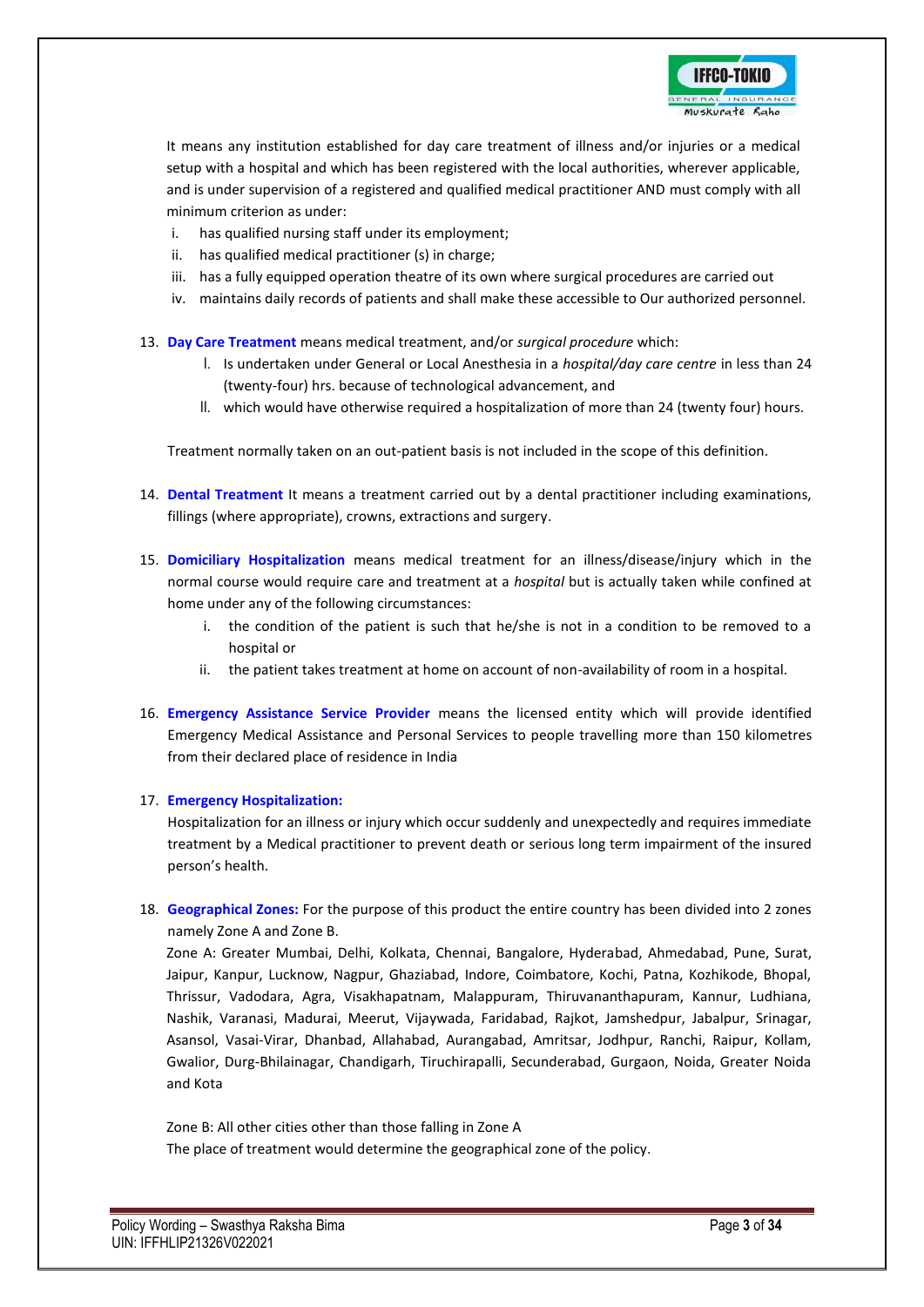It means any institution established for day care treatment of illness and/or injuries or a medical setup with a hospital and which has been registered with the local authorities, wherever applicable, and is under supervision of a registered and qualified medical practitioner AND must comply with all minimum criterion as under:

i. has qualified nursing staff under its employment;
ii. has qualified medical practitioner (s) in charge;
iii. has a fully equipped operation theatre of its own where surgical procedures are carried out
iv. maintains daily records of patients and shall make these accessible to Our authorized personnel.

13. **Day Care Treatment** means medical treatment, and/or *surgical procedure* which:
    I. Is undertaken under General or Local Anesthesia in a *hospital/day care centre* in less than 24 (twenty-four) hrs. because of technological advancement, and
    II. which would have otherwise required a hospitalization of more than 24 (twenty four) hours.

    Treatment normally taken on an out-patient basis is not included in the scope of this definition.

14. **Dental Treatment** It means a treatment carried out by a dental practitioner including examinations, fillings (where appropriate), crowns, extractions and surgery.

15. **Domiciliary Hospitalization** means medical treatment for an illness/disease/injury which in the normal course would require care and treatment at a *hospital* but is actually taken while confined at home under any of the following circumstances:
    i. the condition of the patient is such that he/she is not in a condition to be removed to a hospital or
    ii. the patient takes treatment at home on account of non-availability of room in a hospital.

16. **Emergency Assistance Service Provider** means the licensed entity which will provide identified Emergency Medical Assistance and Personal Services to people travelling more than 150 kilometres from their declared place of residence in India

17. **Emergency Hospitalization:**
    Hospitalization for an illness or injury which occur suddenly and unexpectedly and requires immediate treatment by a Medical practitioner to prevent death or serious long term impairment of the insured person's health.

18. **Geographical Zones:** For the purpose of this product the entire country has been divided into 2 zones namely Zone A and Zone B.
    Zone A: Greater Mumbai, Delhi, Kolkata, Chennai, Bangalore, Hyderabad, Ahmedabad, Pune, Surat, Jaipur, Kanpur, Lucknow, Nagpur, Ghaziabad, Indore, Coimbatore, Kochi, Patna, Kozhikode, Bhopal, Thrissur, Vadodara, Agra, Visakhapatnam, Malappuram, Thiruvananthapuram, Kannur, Ludhiana, Nashik, Varanasi, Madurai, Meerut, Vijaywada, Faridabad, Rajkot, Jamshedpur, Jabalpur, Srinagar, Asansol, Vasai-Virar, Dhanbad, Allahabad, Aurangabad, Amritsar, Jodhpur, Ranchi, Raipur, Kollam, Gwalior, Durg-Bhilainagar, Chandigarh, Tiruchirapalli, Secunderabad, Gurgaon, Noida, Greater Noida and Kota

    Zone B: All other cities other than those falling in Zone A
    The place of treatment would determine the geographical zone of the policy.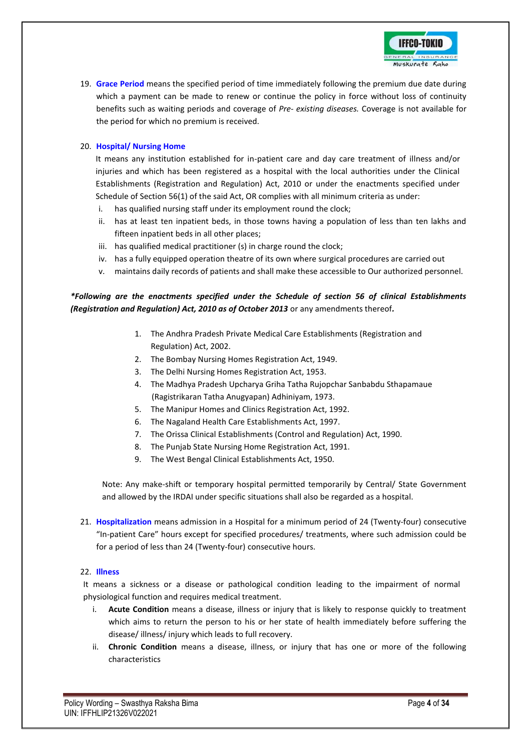19. **Grace Period** means the specified period of time immediately following the premium due date during which a payment can be made to renew or continue the policy in force without loss of continuity benefits such as waiting periods and coverage of *Pre- existing diseases.* Coverage is not available for the period for which no premium is received.

20. **Hospital/ Nursing Home**

    It means any institution established for in-patient care and day care treatment of illness and/or injuries and which has been registered as a hospital with the local authorities under the Clinical Establishments (Registration and Regulation) Act, 2010 or under the enactments specified under Schedule of Section 56(1) of the said Act, OR complies with all minimum criteria as under:

    i. has qualified nursing staff under its employment round the clock;
    ii. has at least ten inpatient beds, in those towns having a population of less than ten lakhs and fifteen inpatient beds in all other places;
    iii. has qualified medical practitioner (s) in charge round the clock;
    iv. has a fully equipped operation theatre of its own where surgical procedures are carried out
    v. maintains daily records of patients and shall make these accessible to Our authorized personnel.

***Following are the enactments specified under the Schedule of section 56 of clinical Establishments (Registration and Regulation) Act, 2010 as of October 2013** or any amendments thereof**.***

1. The Andhra Pradesh Private Medical Care Establishments (Registration and Regulation) Act, 2002.
2. The Bombay Nursing Homes Registration Act, 1949.
3. The Delhi Nursing Homes Registration Act, 1953.
4. The Madhya Pradesh Upcharya Griha Tatha Rujopchar Sanbabdu Sthapamaue (Ragistrikaran Tatha Anugyapan) Adhiniyam, 1973.
5. The Manipur Homes and Clinics Registration Act, 1992.
6. The Nagaland Health Care Establishments Act, 1997.
7. The Orissa Clinical Establishments (Control and Regulation) Act, 1990.
8. The Punjab State Nursing Home Registration Act, 1991.
9. The West Bengal Clinical Establishments Act, 1950.

Note: Any make-shift or temporary hospital permitted temporarily by Central/ State Government and allowed by the IRDAI under specific situations shall also be regarded as a hospital.

21. **Hospitalization** means admission in a Hospital for a minimum period of 24 (Twenty-four) consecutive "In-patient Care" hours except for specified procedures/ treatments, where such admission could be for a period of less than 24 (Twenty-four) consecutive hours.

22. **Illness**

    It means a sickness or a disease or pathological condition leading to the impairment of normal physiological function and requires medical treatment.

    i. **Acute Condition** means a disease, illness or injury that is likely to response quickly to treatment which aims to return the person to his or her state of health immediately before suffering the disease/ illness/ injury which leads to full recovery.
    ii. **Chronic Condition** means a disease, illness, or injury that has one or more of the following characteristics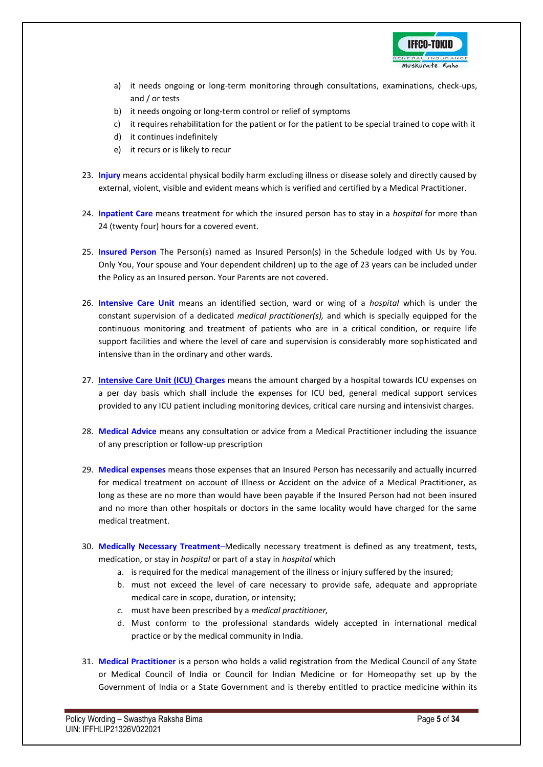a) it needs ongoing or long-term monitoring through consultations, examinations, check-ups, and / or tests
b) it needs ongoing or long-term control or relief of symptoms
c) it requires rehabilitation for the patient or for the patient to be special trained to cope with it
d) it continues indefinitely
e) it recurs or is likely to recur

23. **Injury** means accidental physical bodily harm excluding illness or disease solely and directly caused by external, violent, visible and evident means which is verified and certified by a Medical Practitioner.

24. **Inpatient Care** means treatment for which the insured person has to stay in a *hospital* for more than 24 (twenty four) hours for a covered event.

25. **Insured Person** The Person(s) named as Insured Person(s) in the Schedule lodged with Us by You. Only You, Your spouse and Your dependent children) up to the age of 23 years can be included under the Policy as an Insured person. Your Parents are not covered.

26. **Intensive Care Unit** means an identified section, ward or wing of a *hospital* which is under the constant supervision of a dedicated *medical practitioner(s),* and which is specially equipped for the continuous monitoring and treatment of patients who are in a critical condition, or require life support facilities and where the level of care and supervision is considerably more sophisticated and intensive than in the ordinary and other wards.

27. **Intensive Care Unit (ICU) Charges** means the amount charged by a hospital towards ICU expenses on a per day basis which shall include the expenses for ICU bed, general medical support services provided to any ICU patient including monitoring devices, critical care nursing and intensivist charges.

28. **Medical Advice** means any consultation or advice from a Medical Practitioner including the issuance of any prescription or follow-up prescription

29. **Medical expenses** means those expenses that an Insured Person has necessarily and actually incurred for medical treatment on account of Illness or Accident on the advice of a Medical Practitioner, as long as these are no more than would have been payable if the Insured Person had not been insured and no more than other hospitals or doctors in the same locality would have charged for the same medical treatment.

30. **Medically Necessary Treatment**–Medically necessary treatment is defined as any treatment, tests, medication, or stay in *hospital* or part of a stay in *hospital* which
    a. is required for the medical management of the illness or injury suffered by the insured;
    b. must not exceed the level of care necessary to provide safe, adequate and appropriate medical care in scope, duration, or intensity;
    c. must have been prescribed by a *medical practitioner,*
    d. Must conform to the professional standards widely accepted in international medical practice or by the medical community in India.

31. **Medical Practitioner** is a person who holds a valid registration from the Medical Council of any State or Medical Council of India or Council for Indian Medicine or for Homeopathy set up by the Government of India or a State Government and is thereby entitled to practice medicine within its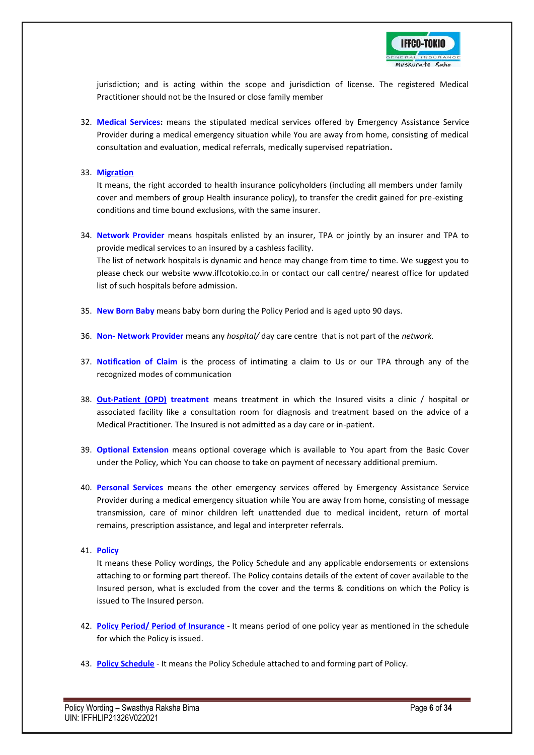jurisdiction; and is acting within the scope and jurisdiction of license. The registered Medical Practitioner should not be the Insured or close family member

32. **Medical Services:** means the stipulated medical services offered by Emergency Assistance Service Provider during a medical emergency situation while You are away from home, consisting of medical consultation and evaluation, medical referrals, medically supervised repatriation**.**

33. **Migration**

    It means, the right accorded to health insurance policyholders (including all members under family cover and members of group Health insurance policy), to transfer the credit gained for pre-existing conditions and time bound exclusions, with the same insurer.

34. **Network Provider** means hospitals enlisted by an insurer, TPA or jointly by an insurer and TPA to provide medical services to an insured by a cashless facility.
    The list of network hospitals is dynamic and hence may change from time to time. We suggest you to please check our website www.iffcotokio.co.in or contact our call centre/ nearest office for updated list of such hospitals before admission.

35. **New Born Baby** means baby born during the Policy Period and is aged upto 90 days.

36. **Non- Network Provider** means any *hospital/* day care centre that is not part of the *network.*

37. **Notification of Claim** is the process of intimating a claim to Us or our TPA through any of the recognized modes of communication

38. **Out-Patient (OPD) treatment** means treatment in which the Insured visits a clinic / hospital or associated facility like a consultation room for diagnosis and treatment based on the advice of a Medical Practitioner. The Insured is not admitted as a day care or in-patient.

39. **Optional Extension** means optional coverage which is available to You apart from the Basic Cover under the Policy, which You can choose to take on payment of necessary additional premium.

40. **Personal Services** means the other emergency services offered by Emergency Assistance Service Provider during a medical emergency situation while You are away from home, consisting of message transmission, care of minor children left unattended due to medical incident, return of mortal remains, prescription assistance, and legal and interpreter referrals.

41. **Policy**

    It means these Policy wordings, the Policy Schedule and any applicable endorsements or extensions attaching to or forming part thereof. The Policy contains details of the extent of cover available to the Insured person, what is excluded from the cover and the terms & conditions on which the Policy is issued to The Insured person.

42. **Policy Period/ Period of Insurance** - It means period of one policy year as mentioned in the schedule for which the Policy is issued.

43. **Policy Schedule** - It means the Policy Schedule attached to and forming part of Policy.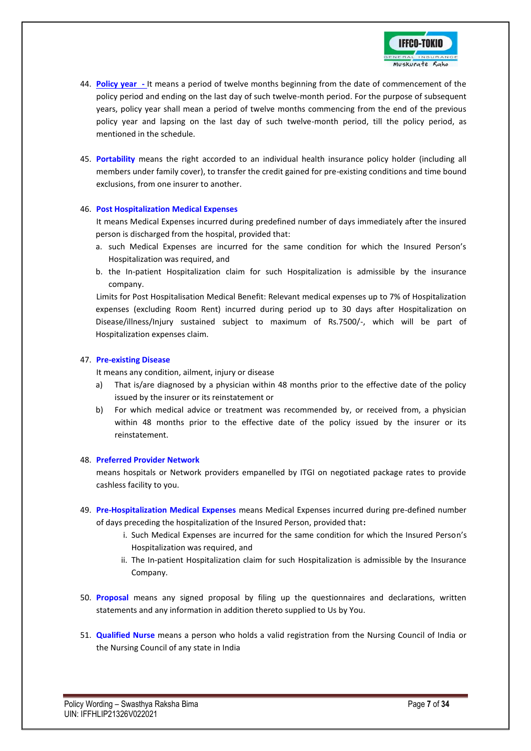44. **Policy year -** It means a period of twelve months beginning from the date of commencement of the policy period and ending on the last day of such twelve-month period. For the purpose of subsequent years, policy year shall mean a period of twelve months commencing from the end of the previous policy year and lapsing on the last day of such twelve-month period, till the policy period, as mentioned in the schedule.

45. **Portability** means the right accorded to an individual health insurance policy holder (including all members under family cover), to transfer the credit gained for pre-existing conditions and time bound exclusions, from one insurer to another.

46. **Post Hospitalization Medical Expenses**

    It means Medical Expenses incurred during predefined number of days immediately after the insured person is discharged from the hospital, provided that:

    a. such Medical Expenses are incurred for the same condition for which the Insured Person's Hospitalization was required, and
    b. the In-patient Hospitalization claim for such Hospitalization is admissible by the insurance company.

    Limits for Post Hospitalisation Medical Benefit: Relevant medical expenses up to 7% of Hospitalization expenses (excluding Room Rent) incurred during period up to 30 days after Hospitalization on Disease/illness/Injury sustained subject to maximum of Rs.7500/-, which will be part of Hospitalization expenses claim.

47. **Pre-existing Disease**

    It means any condition, ailment, injury or disease

    a) That is/are diagnosed by a physician within 48 months prior to the effective date of the policy issued by the insurer or its reinstatement or
    b) For which medical advice or treatment was recommended by, or received from, a physician within 48 months prior to the effective date of the policy issued by the insurer or its reinstatement.

48. **Preferred Provider Network**

    means hospitals or Network providers empanelled by ITGI on negotiated package rates to provide cashless facility to you.

49. **Pre-Hospitalization Medical Expenses** means Medical Expenses incurred during pre-defined number of days preceding the hospitalization of the Insured Person, provided that**:**

    i. Such Medical Expenses are incurred for the same condition for which the Insured Person's Hospitalization was required, and
    ii. The In-patient Hospitalization claim for such Hospitalization is admissible by the Insurance Company.

50. **Proposal** means any signed proposal by filing up the questionnaires and declarations, written statements and any information in addition thereto supplied to Us by You.

51. **Qualified Nurse** means a person who holds a valid registration from the Nursing Council of India or the Nursing Council of any state in India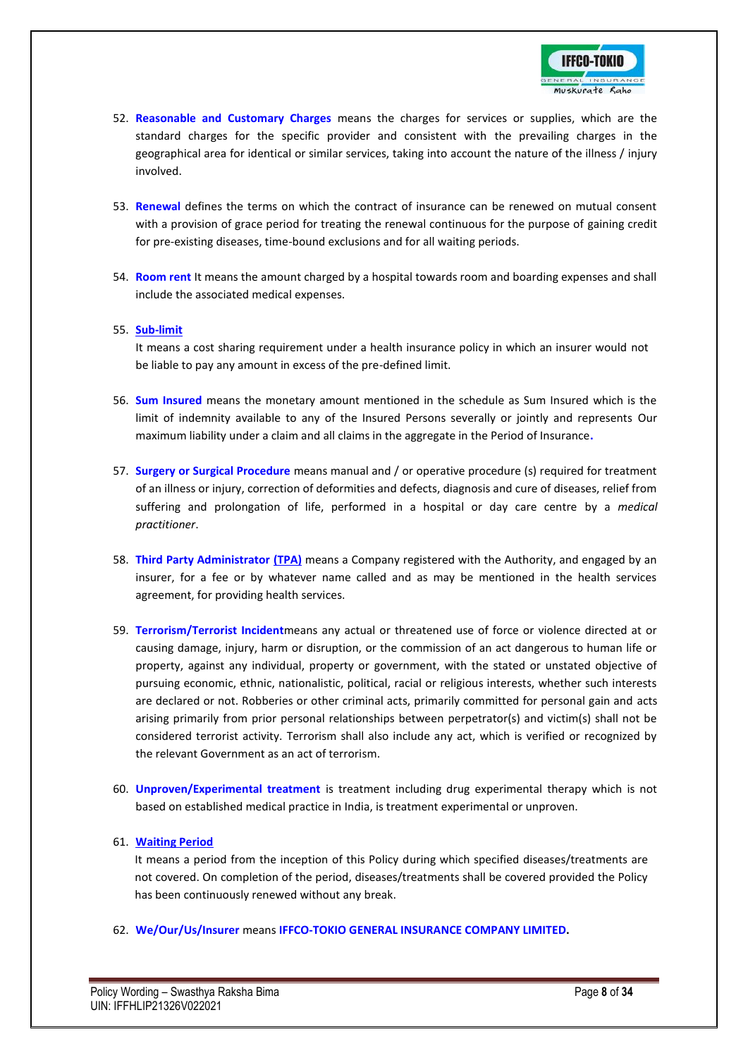52. **Reasonable and Customary Charges** means the charges for services or supplies, which are the standard charges for the specific provider and consistent with the prevailing charges in the geographical area for identical or similar services, taking into account the nature of the illness / injury involved.

53. **Renewal** defines the terms on which the contract of insurance can be renewed on mutual consent with a provision of grace period for treating the renewal continuous for the purpose of gaining credit for pre-existing diseases, time-bound exclusions and for all waiting periods.

54. **Room rent** It means the amount charged by a hospital towards room and boarding expenses and shall include the associated medical expenses.

55. **Sub-limit**

    It means a cost sharing requirement under a health insurance policy in which an insurer would not be liable to pay any amount in excess of the pre-defined limit.

56. **Sum Insured** means the monetary amount mentioned in the schedule as Sum Insured which is the limit of indemnity available to any of the Insured Persons severally or jointly and represents Our maximum liability under a claim and all claims in the aggregate in the Period of Insurance**.**

57. **Surgery or Surgical Procedure** means manual and / or operative procedure (s) required for treatment of an illness or injury, correction of deformities and defects, diagnosis and cure of diseases, relief from suffering and prolongation of life, performed in a hospital or day care centre by a *medical practitioner*.

58. **Third Party Administrator (TPA)** means a Company registered with the Authority, and engaged by an insurer, for a fee or by whatever name called and as may be mentioned in the health services agreement, for providing health services.

59. **Terrorism/Terrorist Incident**means any actual or threatened use of force or violence directed at or causing damage, injury, harm or disruption, or the commission of an act dangerous to human life or property, against any individual, property or government, with the stated or unstated objective of pursuing economic, ethnic, nationalistic, political, racial or religious interests, whether such interests are declared or not. Robberies or other criminal acts, primarily committed for personal gain and acts arising primarily from prior personal relationships between perpetrator(s) and victim(s) shall not be considered terrorist activity. Terrorism shall also include any act, which is verified or recognized by the relevant Government as an act of terrorism.

60. **Unproven/Experimental treatment** is treatment including drug experimental therapy which is not based on established medical practice in India, is treatment experimental or unproven.

61. **Waiting Period**

    It means a period from the inception of this Policy during which specified diseases/treatments are not covered. On completion of the period, diseases/treatments shall be covered provided the Policy has been continuously renewed without any break.

62. **We/Our/Us/Insurer** means **IFFCO-TOKIO GENERAL INSURANCE COMPANY LIMITED.**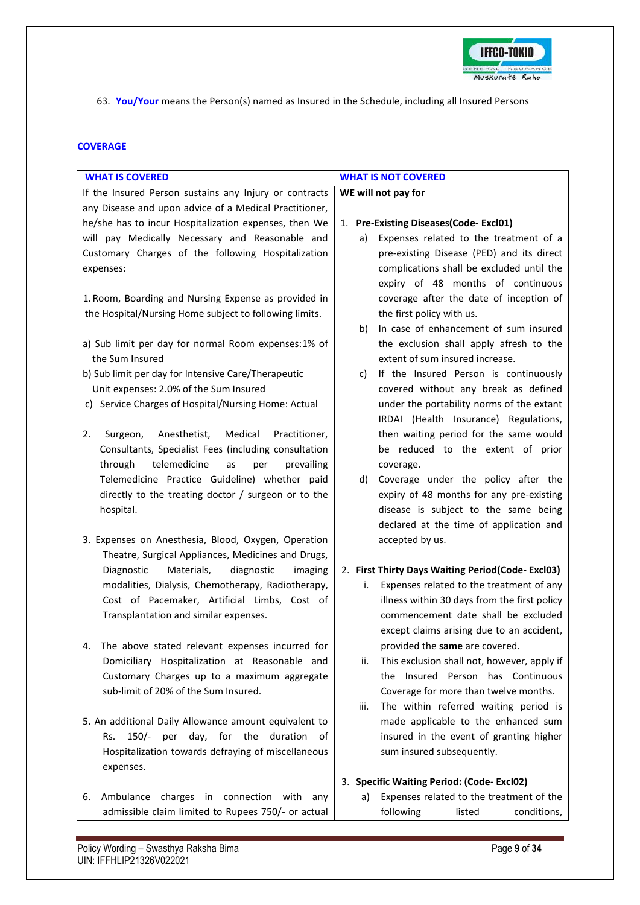63. **You/Your** means the Person(s) named as Insured in the Schedule, including all Insured Persons

**COVERAGE**

| WHAT IS COVERED | WHAT IS NOT COVERED |
|---|---|
| If the Insured Person sustains any Injury or contracts any Disease and upon advice of a Medical Practitioner, he/she has to incur Hospitalization expenses, then We will pay Medically Necessary and Reasonable and Customary Charges of the following Hospitalization expenses:<br><br>1. Room, Boarding and Nursing Expense as provided in the Hospital/Nursing Home subject to following limits.<br><br>a) Sub limit per day for normal Room expenses:1% of the Sum Insured<br>b) Sub limit per day for Intensive Care/Therapeutic Unit expenses: 2.0% of the Sum Insured<br>c) Service Charges of Hospital/Nursing Home: Actual<br><br>2. Surgeon, Anesthetist, Medical Practitioner, Consultants, Specialist Fees (including consultation through telemedicine as per prevailing Telemedicine Practice Guideline) whether paid directly to the treating doctor / surgeon or to the hospital.<br><br>3. Expenses on Anesthesia, Blood, Oxygen, Operation Theatre, Surgical Appliances, Medicines and Drugs, Diagnostic Materials, diagnostic imaging modalities, Dialysis, Chemotherapy, Radiotherapy, Cost of Pacemaker, Artificial Limbs, Cost of Transplantation and similar expenses.<br><br>4. The above stated relevant expenses incurred for Domiciliary Hospitalization at Reasonable and Customary Charges up to a maximum aggregate sub-limit of 20% of the Sum Insured.<br><br>5. An additional Daily Allowance amount equivalent to Rs. 150/- per day, for the duration of Hospitalization towards defraying of miscellaneous expenses.<br><br>6. Ambulance charges in connection with any admissible claim limited to Rupees 750/- or actual | **WE will not pay for**<br><br>1. **Pre-Existing Diseases(Code- Excl01)**<br>a) Expenses related to the treatment of a pre-existing Disease (PED) and its direct complications shall be excluded until the expiry of 48 months of continuous coverage after the date of inception of the first policy with us.<br>b) In case of enhancement of sum insured the exclusion shall apply afresh to the extent of sum insured increase.<br>c) If the Insured Person is continuously covered without any break as defined under the portability norms of the extant IRDAI (Health Insurance) Regulations, then waiting period for the same would be reduced to the extent of prior coverage.<br>d) Coverage under the policy after the expiry of 48 months for any pre-existing disease is subject to the same being declared at the time of application and accepted by us.<br><br>2. **First Thirty Days Waiting Period(Code- Excl03)**<br>i. Expenses related to the treatment of any illness within 30 days from the first policy commencement date shall be excluded except claims arising due to an accident, provided the **same** are covered.<br>ii. This exclusion shall not, however, apply if the Insured Person has Continuous Coverage for more than twelve months.<br>iii. The within referred waiting period is made applicable to the enhanced sum insured in the event of granting higher sum insured subsequently.<br><br>3. **Specific Waiting Period: (Code- Excl02)**<br>a) Expenses related to the treatment of the following listed conditions, |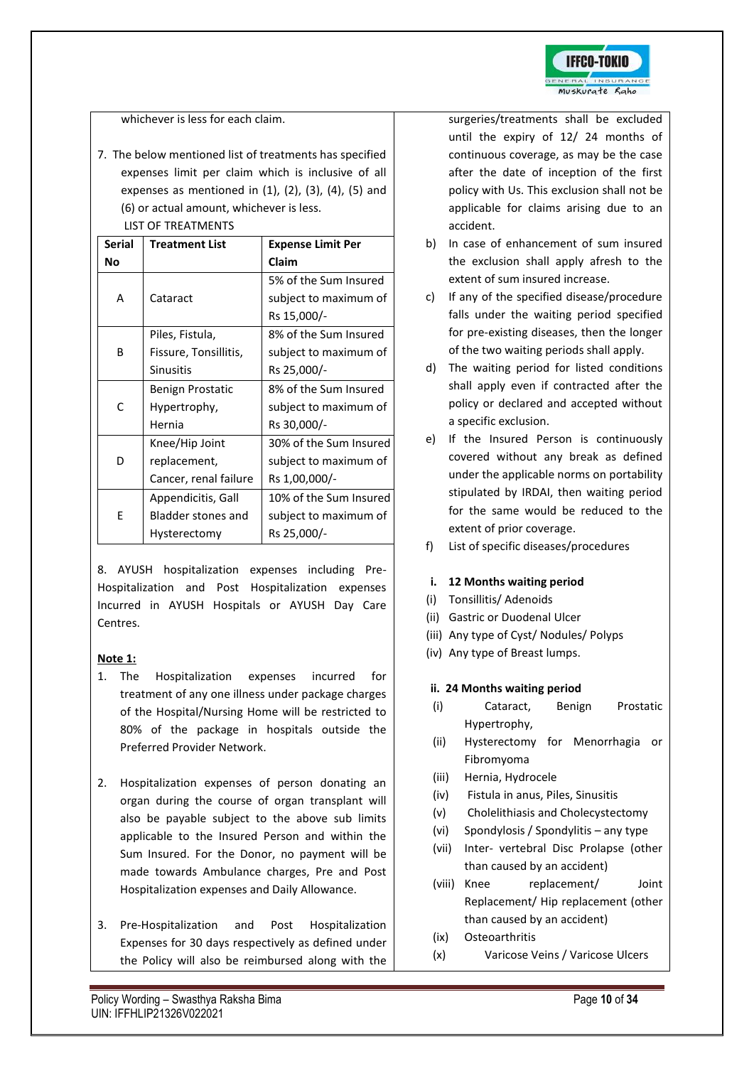whichever is less for each claim.

7. The below mentioned list of treatments has specified expenses limit per claim which is inclusive of all expenses as mentioned in (1), (2), (3), (4), (5) and (6) or actual amount, whichever is less.

LIST OF TREATMENTS

| Serial No | Treatment List | Expense Limit Per Claim |
|---|---|---|
| A | Cataract | 5% of the Sum Insured subject to maximum of Rs 15,000/- |
| B | Piles, Fistula, Fissure, Tonsillitis, Sinusitis | 8% of the Sum Insured subject to maximum of Rs 25,000/- |
| C | Benign Prostatic Hypertrophy, Hernia | 8% of the Sum Insured subject to maximum of Rs 30,000/- |
| D | Knee/Hip Joint replacement, Cancer, renal failure | 30% of the Sum Insured subject to maximum of Rs 1,00,000/- |
| E | Appendicitis, Gall Bladder stones and Hysterectomy | 10% of the Sum Insured subject to maximum of Rs 25,000/- |

8. AYUSH hospitalization expenses including Pre-Hospitalization and Post Hospitalization expenses Incurred in AYUSH Hospitals or AYUSH Day Care Centres.

**Note 1:**

1. The Hospitalization expenses incurred for treatment of any one illness under package charges of the Hospital/Nursing Home will be restricted to 80% of the package in hospitals outside the Preferred Provider Network.

2. Hospitalization expenses of person donating an organ during the course of organ transplant will also be payable subject to the above sub limits applicable to the Insured Person and within the Sum Insured. For the Donor, no payment will be made towards Ambulance charges, Pre and Post Hospitalization expenses and Daily Allowance.

3. Pre-Hospitalization and Post Hospitalization Expenses for 30 days respectively as defined under the Policy will also be reimbursed along with the

surgeries/treatments shall be excluded until the expiry of 12/ 24 months of continuous coverage, as may be the case after the date of inception of the first policy with Us. This exclusion shall not be applicable for claims arising due to an accident.

b) In case of enhancement of sum insured the exclusion shall apply afresh to the extent of sum insured increase.

c) If any of the specified disease/procedure falls under the waiting period specified for pre-existing diseases, then the longer of the two waiting periods shall apply.

d) The waiting period for listed conditions shall apply even if contracted after the policy or declared and accepted without a specific exclusion.

e) If the Insured Person is continuously covered without any break as defined under the applicable norms on portability stipulated by IRDAI, then waiting period for the same would be reduced to the extent of prior coverage.

f) List of specific diseases/procedures

**i. 12 Months waiting period**

(i) Tonsillitis/ Adenoids
(ii) Gastric or Duodenal Ulcer
(iii) Any type of Cyst/ Nodules/ Polyps
(iv) Any type of Breast lumps.

**ii. 24 Months waiting period**

(i) Cataract, Benign Prostatic Hypertrophy,
(ii) Hysterectomy for Menorrhagia or Fibromyoma
(iii) Hernia, Hydrocele
(iv) Fistula in anus, Piles, Sinusitis
(v) Cholelithiasis and Cholecystectomy
(vi) Spondylosis / Spondylitis – any type
(vii) Inter- vertebral Disc Prolapse (other than caused by an accident)
(viii) Knee replacement/ Joint Replacement/ Hip replacement (other than caused by an accident)
(ix) Osteoarthritis
(x) Varicose Veins / Varicose Ulcers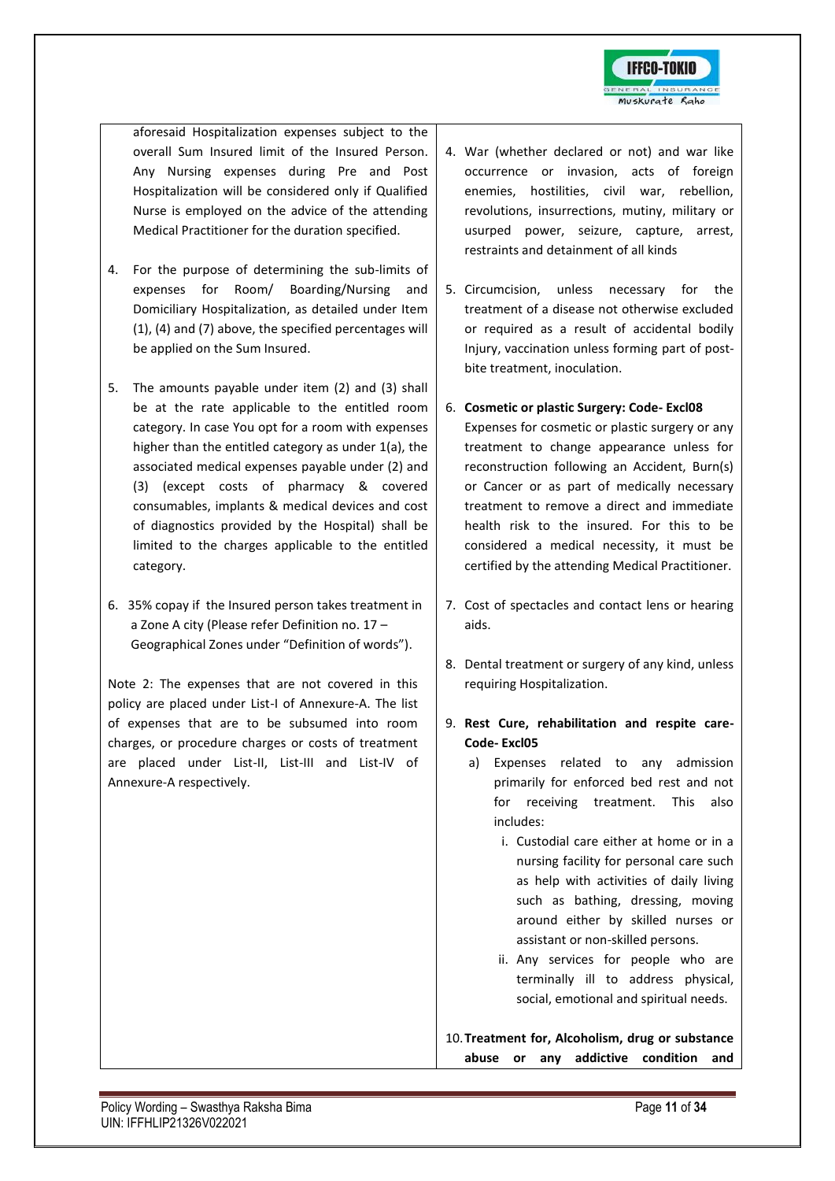aforesaid Hospitalization expenses subject to the overall Sum Insured limit of the Insured Person. Any Nursing expenses during Pre and Post Hospitalization will be considered only if Qualified Nurse is employed on the advice of the attending Medical Practitioner for the duration specified.

4. For the purpose of determining the sub-limits of expenses for Room/ Boarding/Nursing and Domiciliary Hospitalization, as detailed under Item (1), (4) and (7) above, the specified percentages will be applied on the Sum Insured.

5. The amounts payable under item (2) and (3) shall be at the rate applicable to the entitled room category. In case You opt for a room with expenses higher than the entitled category as under 1(a), the associated medical expenses payable under (2) and (3) (except costs of pharmacy & covered consumables, implants & medical devices and cost of diagnostics provided by the Hospital) shall be limited to the charges applicable to the entitled category.

6. 35% copay if the Insured person takes treatment in a Zone A city (Please refer Definition no. 17 – Geographical Zones under "Definition of words").

Note 2: The expenses that are not covered in this policy are placed under List-I of Annexure-A. The list of expenses that are to be subsumed into room charges, or procedure charges or costs of treatment are placed under List-II, List-III and List-IV of Annexure-A respectively.

4. War (whether declared or not) and war like occurrence or invasion, acts of foreign enemies, hostilities, civil war, rebellion, revolutions, insurrections, mutiny, military or usurped power, seizure, capture, arrest, restraints and detainment of all kinds

5. Circumcision, unless necessary for the treatment of a disease not otherwise excluded or required as a result of accidental bodily Injury, vaccination unless forming part of post-bite treatment, inoculation.

6. **Cosmetic or plastic Surgery: Code- Excl08**
   Expenses for cosmetic or plastic surgery or any treatment to change appearance unless for reconstruction following an Accident, Burn(s) or Cancer or as part of medically necessary treatment to remove a direct and immediate health risk to the insured. For this to be considered a medical necessity, it must be certified by the attending Medical Practitioner.

7. Cost of spectacles and contact lens or hearing aids.

8. Dental treatment or surgery of any kind, unless requiring Hospitalization.

9. **Rest Cure, rehabilitation and respite care- Code- Excl05**
   a) Expenses related to any admission primarily for enforced bed rest and not for receiving treatment. This also includes:
      i. Custodial care either at home or in a nursing facility for personal care such as help with activities of daily living such as bathing, dressing, moving around either by skilled nurses or assistant or non-skilled persons.
      ii. Any services for people who are terminally ill to address physical, social, emotional and spiritual needs.

10. **Treatment for, Alcoholism, drug or substance abuse or any addictive condition and**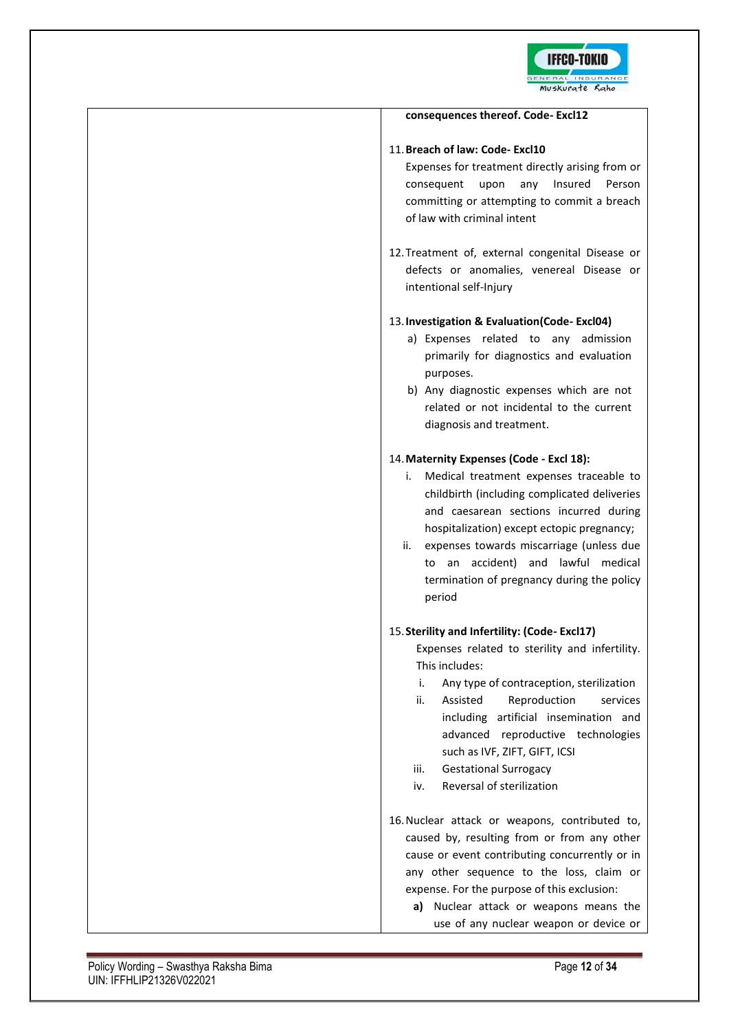consequences thereof. Code- Excl12**

11. **Breach of law: Code- Excl10**
    Expenses for treatment directly arising from or consequent upon any Insured Person committing or attempting to commit a breach of law with criminal intent

12. Treatment of, external congenital Disease or defects or anomalies, venereal Disease or intentional self-Injury

13. **Investigation & Evaluation(Code- Excl04)**
    a) Expenses related to any admission primarily for diagnostics and evaluation purposes.
    b) Any diagnostic expenses which are not related or not incidental to the current diagnosis and treatment.

14. **Maternity Expenses (Code - Excl 18):**
    i. Medical treatment expenses traceable to childbirth (including complicated deliveries and caesarean sections incurred during hospitalization) except ectopic pregnancy;
    ii. expenses towards miscarriage (unless due to an accident) and lawful medical termination of pregnancy during the policy period

15. **Sterility and Infertility: (Code- Excl17)**
    Expenses related to sterility and infertility. This includes:
    i. Any type of contraception, sterilization
    ii. Assisted Reproduction services including artificial insemination and advanced reproductive technologies such as IVF, ZIFT, GIFT, ICSI
    iii. Gestational Surrogacy
    iv. Reversal of sterilization

16. Nuclear attack or weapons, contributed to, caused by, resulting from or from any other cause or event contributing concurrently or in any other sequence to the loss, claim or expense. For the purpose of this exclusion:
    **a)** Nuclear attack or weapons means the use of any nuclear weapon or device or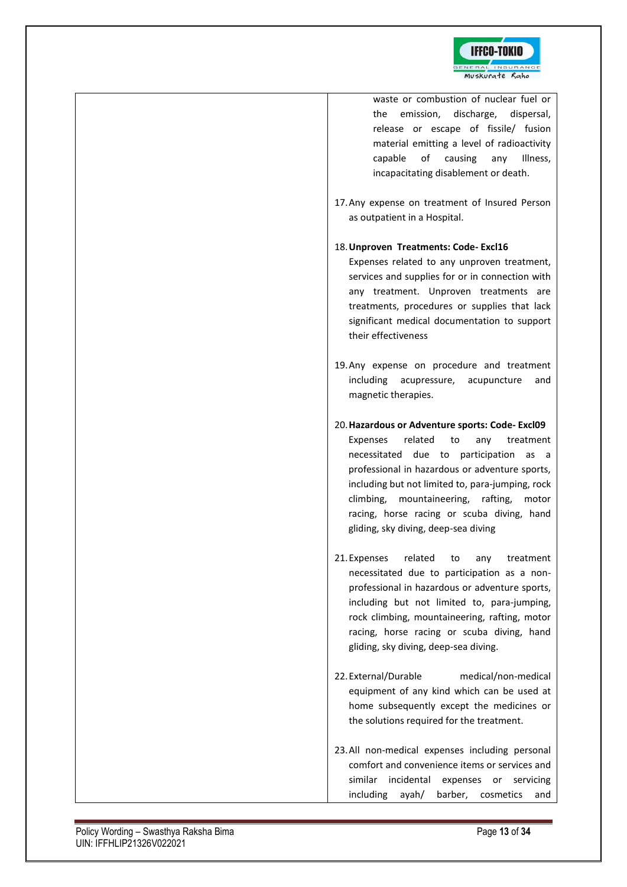| | waste or combustion of nuclear fuel or the emission, discharge, dispersal, release or escape of fissile/ fusion material emitting a level of radioactivity capable of causing any Illness, incapacitating disablement or death.<br><br>17. Any expense on treatment of Insured Person as outpatient in a Hospital.<br><br>18. **Unproven Treatments: Code- Excl16**<br>Expenses related to any unproven treatment, services and supplies for or in connection with any treatment. Unproven treatments are treatments, procedures or supplies that lack significant medical documentation to support their effectiveness<br><br>19. Any expense on procedure and treatment including acupressure, acupuncture and magnetic therapies.<br><br>20. **Hazardous or Adventure sports: Code- Excl09**<br>Expenses related to any treatment necessitated due to participation as a professional in hazardous or adventure sports, including but not limited to, para-jumping, rock climbing, mountaineering, rafting, motor racing, horse racing or scuba diving, hand gliding, sky diving, deep-sea diving<br><br>21. Expenses related to any treatment necessitated due to participation as a non-professional in hazardous or adventure sports, including but not limited to, para-jumping, rock climbing, mountaineering, rafting, motor racing, horse racing or scuba diving, hand gliding, sky diving, deep-sea diving.<br><br>22. External/Durable medical/non-medical equipment of any kind which can be used at home subsequently except the medicines or the solutions required for the treatment.<br><br>23. All non-medical expenses including personal comfort and convenience items or services and similar incidental expenses or servicing including ayah/ barber, cosmetics and |
|---|---|

Policy Wording – Swasthya Raksha Bima
UIN: IFFHLIP21326V022021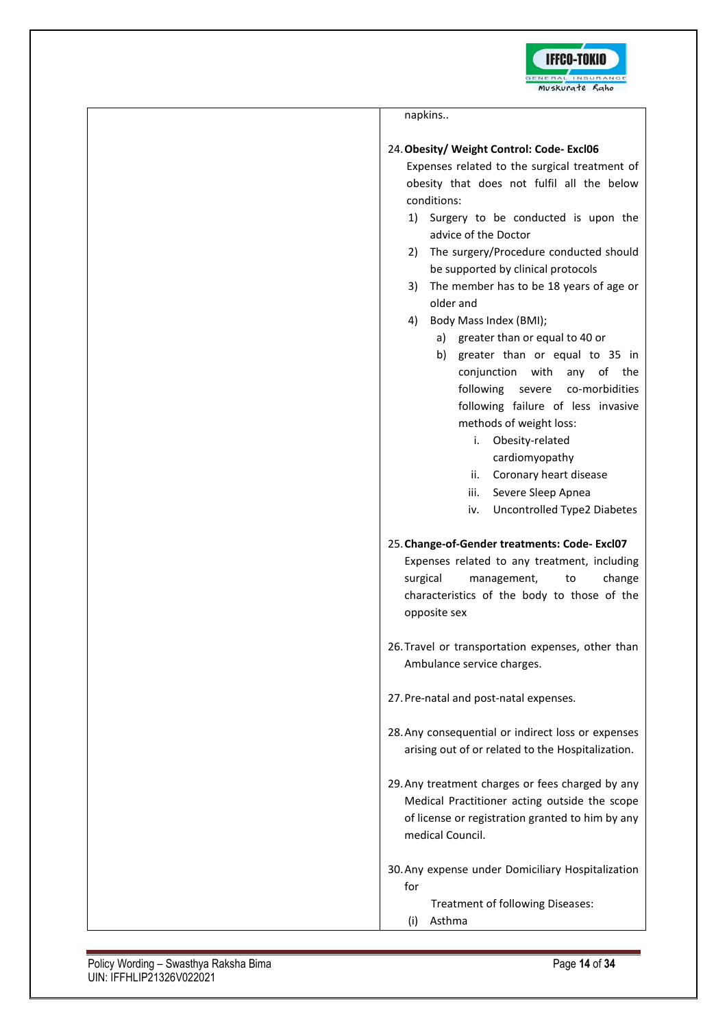napkins..

24. **Obesity/ Weight Control: Code- Excl06**
    Expenses related to the surgical treatment of obesity that does not fulfil all the below conditions:
    1) Surgery to be conducted is upon the advice of the Doctor
    2) The surgery/Procedure conducted should be supported by clinical protocols
    3) The member has to be 18 years of age or older and
    4) Body Mass Index (BMI);
        a) greater than or equal to 40 or
        b) greater than or equal to 35 in conjunction with any of the following severe co-morbidities following failure of less invasive methods of weight loss:
            i. Obesity-related cardiomyopathy
            ii. Coronary heart disease
            iii. Severe Sleep Apnea
            iv. Uncontrolled Type2 Diabetes

25. **Change-of-Gender treatments: Code- Excl07**
    Expenses related to any treatment, including surgical management, to change characteristics of the body to those of the opposite sex

26. Travel or transportation expenses, other than Ambulance service charges.

27. Pre-natal and post-natal expenses.

28. Any consequential or indirect loss or expenses arising out of or related to the Hospitalization.

29. Any treatment charges or fees charged by any Medical Practitioner acting outside the scope of license or registration granted to him by any medical Council.

30. Any expense under Domiciliary Hospitalization for
    Treatment of following Diseases:
    (i) Asthma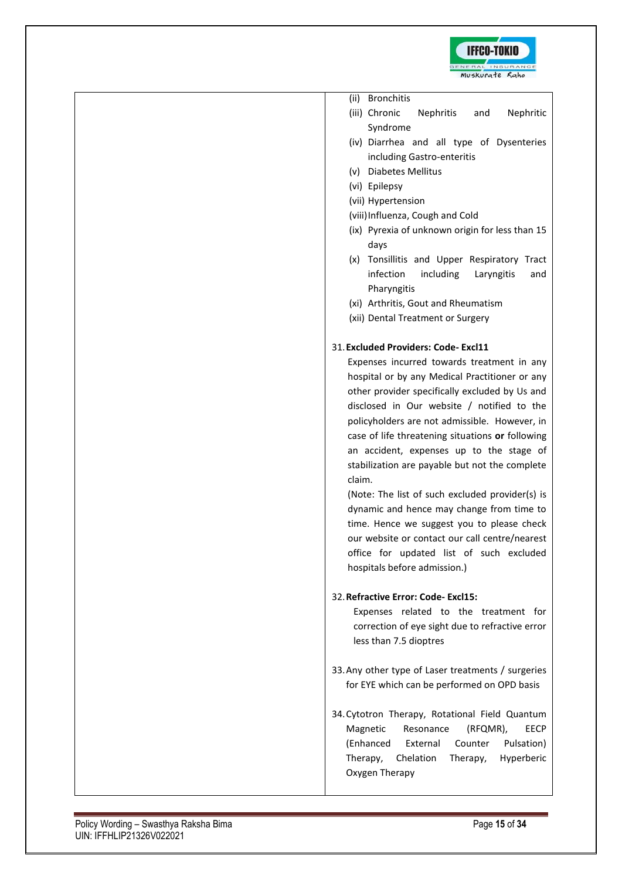(ii) Bronchitis
(iii) Chronic Nephritis and Nephritic Syndrome
(iv) Diarrhea and all type of Dysenteries including Gastro-enteritis
(v) Diabetes Mellitus
(vi) Epilepsy
(vii) Hypertension
(viii) Influenza, Cough and Cold
(ix) Pyrexia of unknown origin for less than 15 days
(x) Tonsillitis and Upper Respiratory Tract infection including Laryngitis and Pharyngitis
(xi) Arthritis, Gout and Rheumatism
(xii) Dental Treatment or Surgery

31. **Excluded Providers: Code- Excl11**
Expenses incurred towards treatment in any hospital or by any Medical Practitioner or any other provider specifically excluded by Us and disclosed in Our website / notified to the policyholders are not admissible. However, in case of life threatening situations **or** following an accident, expenses up to the stage of stabilization are payable but not the complete claim.
(Note: The list of such excluded provider(s) is dynamic and hence may change from time to time. Hence we suggest you to please check our website or contact our call centre/nearest office for updated list of such excluded hospitals before admission.)

32. **Refractive Error: Code- Excl15:**
Expenses related to the treatment for correction of eye sight due to refractive error less than 7.5 dioptres

33. Any other type of Laser treatments / surgeries for EYE which can be performed on OPD basis

34. Cytotron Therapy, Rotational Field Quantum Magnetic Resonance (RFQMR), EECP (Enhanced External Counter Pulsation) Therapy, Chelation Therapy, Hyperberic Oxygen Therapy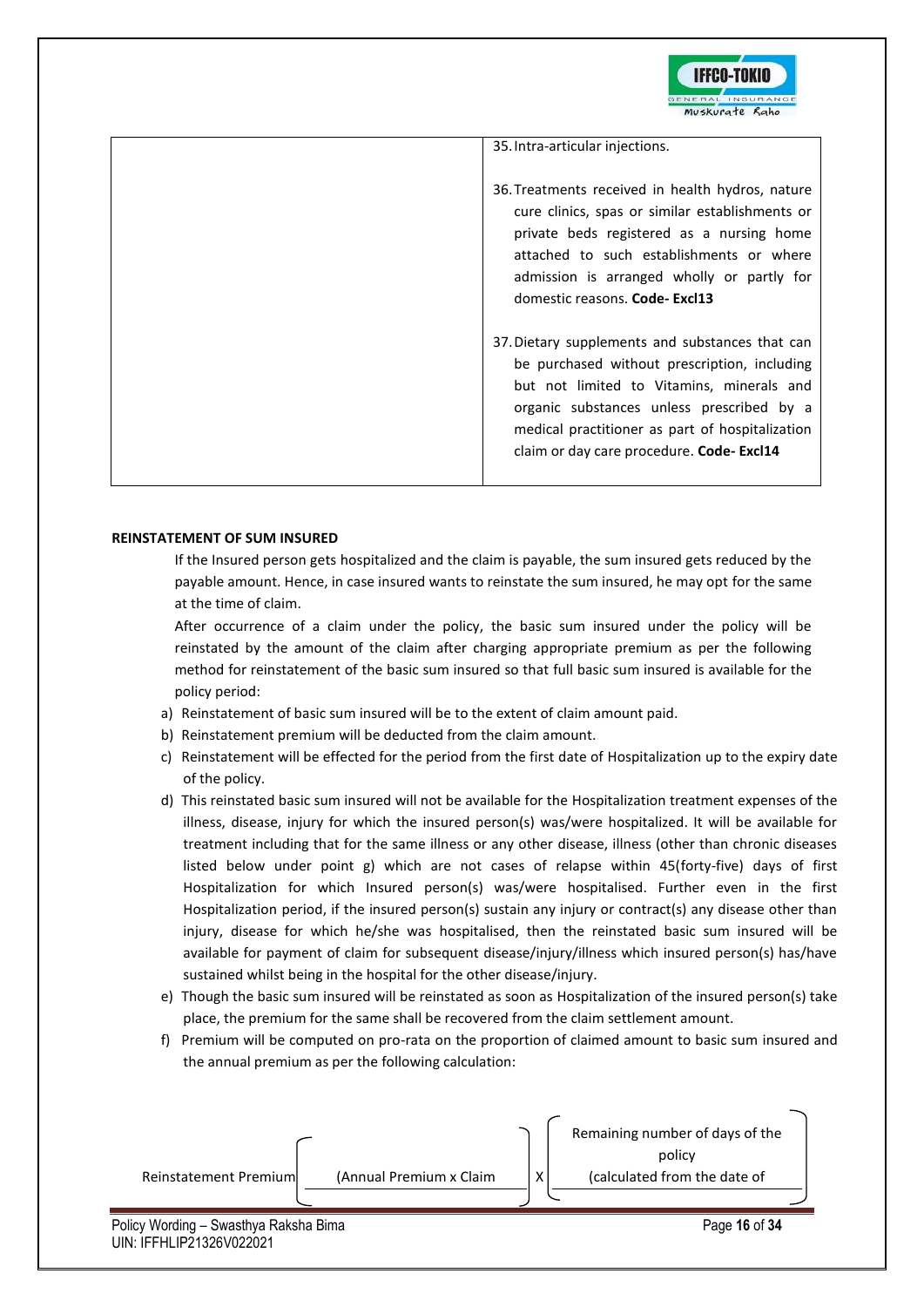| | |
|---|---|
| | 35. Intra-articular injections.<br><br>36. Treatments received in health hydros, nature cure clinics, spas or similar establishments or private beds registered as a nursing home attached to such establishments or where admission is arranged wholly or partly for domestic reasons. **Code- Excl13**<br><br>37. Dietary supplements and substances that can be purchased without prescription, including but not limited to Vitamins, minerals and organic substances unless prescribed by a medical practitioner as part of hospitalization claim or day care procedure. **Code- Excl14** |

**REINSTATEMENT OF SUM INSURED**

If the Insured person gets hospitalized and the claim is payable, the sum insured gets reduced by the payable amount. Hence, in case insured wants to reinstate the sum insured, he may opt for the same at the time of claim.

After occurrence of a claim under the policy, the basic sum insured under the policy will be reinstated by the amount of the claim after charging appropriate premium as per the following method for reinstatement of the basic sum insured so that full basic sum insured is available for the policy period:

a) Reinstatement of basic sum insured will be to the extent of claim amount paid.
b) Reinstatement premium will be deducted from the claim amount.
c) Reinstatement will be effected for the period from the first date of Hospitalization up to the expiry date of the policy.
d) This reinstated basic sum insured will not be available for the Hospitalization treatment expenses of the illness, disease, injury for which the insured person(s) was/were hospitalized. It will be available for treatment including that for the same illness or any other disease, illness (other than chronic diseases listed below under point g) which are not cases of relapse within 45(forty-five) days of first Hospitalization for which Insured person(s) was/were hospitalised. Further even in the first Hospitalization period, if the insured person(s) sustain any injury or contract(s) any disease other than injury, disease for which he/she was hospitalised, then the reinstated basic sum insured will be available for payment of claim for subsequent disease/injury/illness which insured person(s) has/have sustained whilst being in the hospital for the other disease/injury.
e) Though the basic sum insured will be reinstated as soon as Hospitalization of the insured person(s) take place, the premium for the same shall be recovered from the claim settlement amount.
f) Premium will be computed on pro-rata on the proportion of claimed amount to basic sum insured and the annual premium as per the following calculation:

Reinstatement Premium ( (Annual Premium x Claim ) X ( Remaining number of days of the policy (calculated from the date of )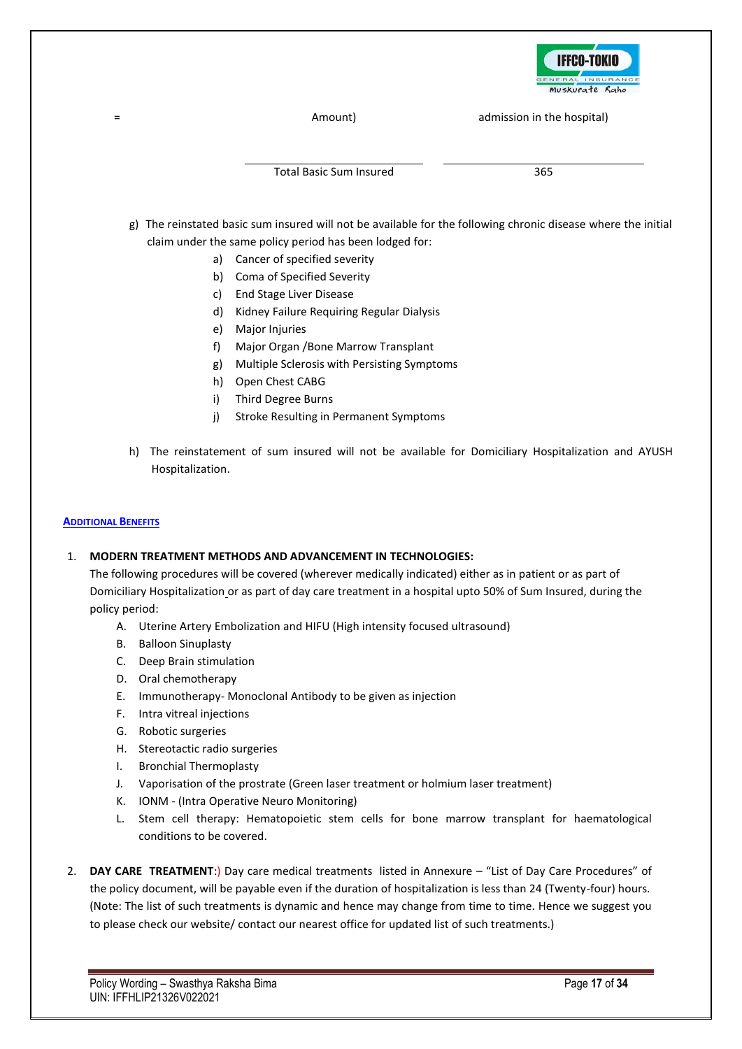= Amount) admission in the hospital)

Total Basic Sum Insured 365

g) The reinstated basic sum insured will not be available for the following chronic disease where the initial claim under the same policy period has been lodged for:
   a) Cancer of specified severity
   b) Coma of Specified Severity
   c) End Stage Liver Disease
   d) Kidney Failure Requiring Regular Dialysis
   e) Major Injuries
   f) Major Organ /Bone Marrow Transplant
   g) Multiple Sclerosis with Persisting Symptoms
   h) Open Chest CABG
   i) Third Degree Burns
   j) Stroke Resulting in Permanent Symptoms

h) The reinstatement of sum insured will not be available for Domiciliary Hospitalization and AYUSH Hospitalization.

## ADDITIONAL BENEFITS

1. **MODERN TREATMENT METHODS AND ADVANCEMENT IN TECHNOLOGIES:**
   The following procedures will be covered (wherever medically indicated) either as in patient or as part of Domiciliary Hospitalization or as part of day care treatment in a hospital upto 50% of Sum Insured, during the policy period:
   A. Uterine Artery Embolization and HIFU (High intensity focused ultrasound)
   B. Balloon Sinuplasty
   C. Deep Brain stimulation
   D. Oral chemotherapy
   E. Immunotherapy- Monoclonal Antibody to be given as injection
   F. Intra vitreal injections
   G. Robotic surgeries
   H. Stereotactic radio surgeries
   I. Bronchial Thermoplasty
   J. Vaporisation of the prostrate (Green laser treatment or holmium laser treatment)
   K. IONM - (Intra Operative Neuro Monitoring)
   L. Stem cell therapy: Hematopoietic stem cells for bone marrow transplant for haematological conditions to be covered.

2. **DAY CARE TREATMENT**:) Day care medical treatments listed in Annexure – "List of Day Care Procedures" of the policy document, will be payable even if the duration of hospitalization is less than 24 (Twenty-four) hours. (Note: The list of such treatments is dynamic and hence may change from time to time. Hence we suggest you to please check our website/ contact our nearest office for updated list of such treatments.)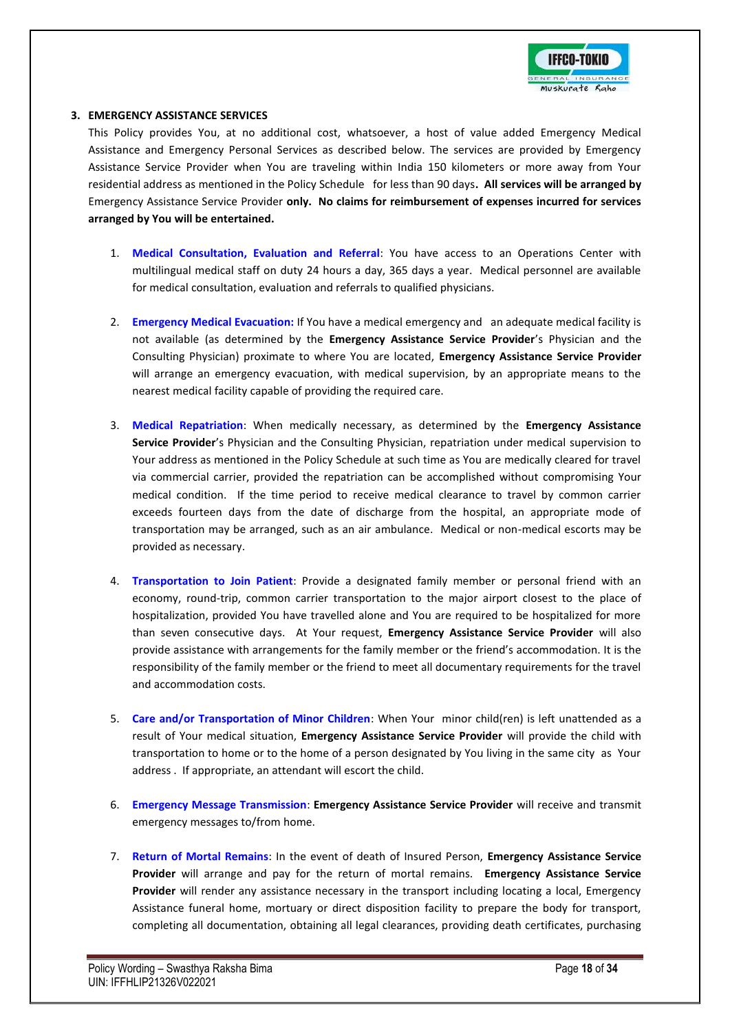### 3. EMERGENCY ASSISTANCE SERVICES

This Policy provides You, at no additional cost, whatsoever, a host of value added Emergency Medical Assistance and Emergency Personal Services as described below. The services are provided by Emergency Assistance Service Provider when You are traveling within India 150 kilometers or more away from Your residential address as mentioned in the Policy Schedule for less than 90 days**. All services will be arranged by** Emergency Assistance Service Provider **only. No claims for reimbursement of expenses incurred for services arranged by You will be entertained.**

1. **Medical Consultation, Evaluation and Referral**: You have access to an Operations Center with multilingual medical staff on duty 24 hours a day, 365 days a year. Medical personnel are available for medical consultation, evaluation and referrals to qualified physicians.

2. **Emergency Medical Evacuation:** If You have a medical emergency and an adequate medical facility is not available (as determined by the **Emergency Assistance Service Provider**'s Physician and the Consulting Physician) proximate to where You are located, **Emergency Assistance Service Provider** will arrange an emergency evacuation, with medical supervision, by an appropriate means to the nearest medical facility capable of providing the required care.

3. **Medical Repatriation**: When medically necessary, as determined by the **Emergency Assistance Service Provider**'s Physician and the Consulting Physician, repatriation under medical supervision to Your address as mentioned in the Policy Schedule at such time as You are medically cleared for travel via commercial carrier, provided the repatriation can be accomplished without compromising Your medical condition. If the time period to receive medical clearance to travel by common carrier exceeds fourteen days from the date of discharge from the hospital, an appropriate mode of transportation may be arranged, such as an air ambulance. Medical or non-medical escorts may be provided as necessary.

4. **Transportation to Join Patient**: Provide a designated family member or personal friend with an economy, round-trip, common carrier transportation to the major airport closest to the place of hospitalization, provided You have travelled alone and You are required to be hospitalized for more than seven consecutive days. At Your request, **Emergency Assistance Service Provider** will also provide assistance with arrangements for the family member or the friend's accommodation. It is the responsibility of the family member or the friend to meet all documentary requirements for the travel and accommodation costs.

5. **Care and/or Transportation of Minor Children**: When Your minor child(ren) is left unattended as a result of Your medical situation, **Emergency Assistance Service Provider** will provide the child with transportation to home or to the home of a person designated by You living in the same city as Your address . If appropriate, an attendant will escort the child.

6. **Emergency Message Transmission**: **Emergency Assistance Service Provider** will receive and transmit emergency messages to/from home.

7. **Return of Mortal Remains**: In the event of death of Insured Person, **Emergency Assistance Service Provider** will arrange and pay for the return of mortal remains. **Emergency Assistance Service Provider** will render any assistance necessary in the transport including locating a local, Emergency Assistance funeral home, mortuary or direct disposition facility to prepare the body for transport, completing all documentation, obtaining all legal clearances, providing death certificates, purchasing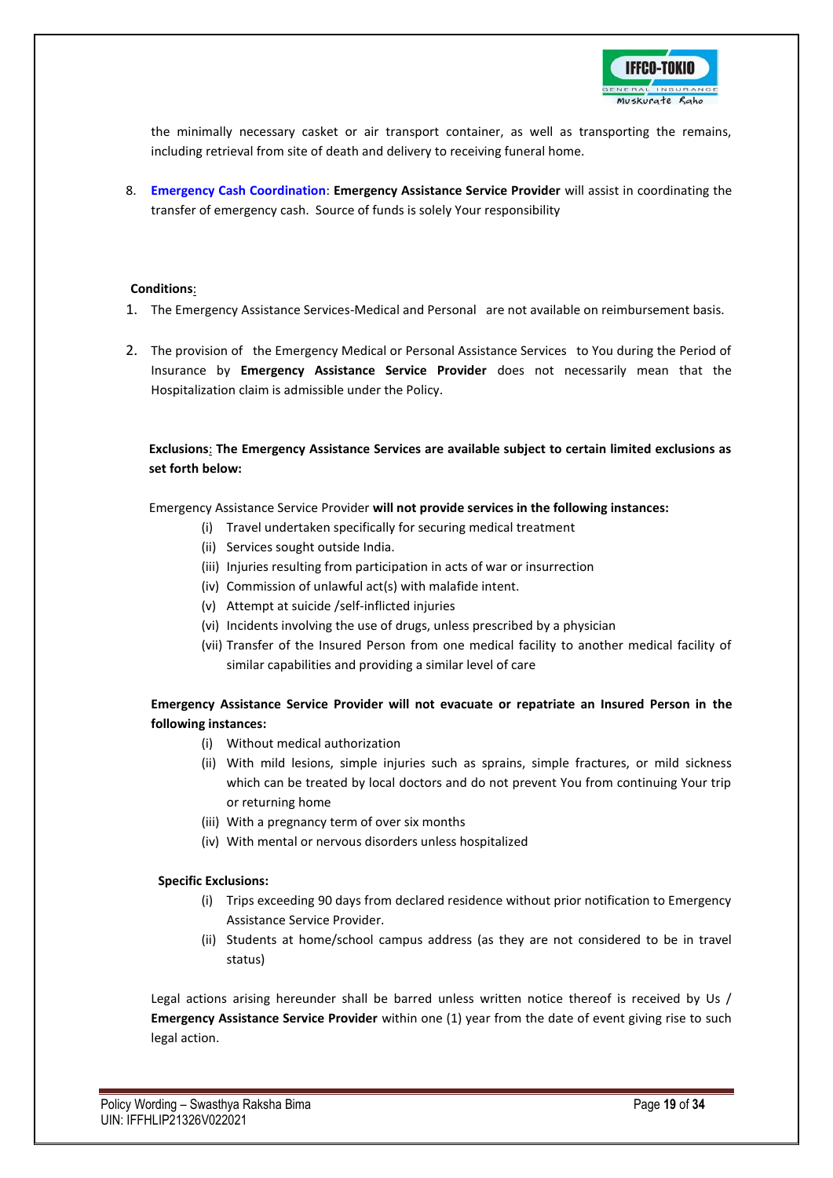the minimally necessary casket or air transport container, as well as transporting the remains, including retrieval from site of death and delivery to receiving funeral home.

8. **Emergency Cash Coordination**: **Emergency Assistance Service Provider** will assist in coordinating the transfer of emergency cash. Source of funds is solely Your responsibility

**Conditions**:

1. The Emergency Assistance Services-Medical and Personal are not available on reimbursement basis.

2. The provision of the Emergency Medical or Personal Assistance Services to You during the Period of Insurance by **Emergency Assistance Service Provider** does not necessarily mean that the Hospitalization claim is admissible under the Policy.

**Exclusions: The Emergency Assistance Services are available subject to certain limited exclusions as set forth below:**

Emergency Assistance Service Provider **will not provide services in the following instances:**

(i) Travel undertaken specifically for securing medical treatment
(ii) Services sought outside India.
(iii) Injuries resulting from participation in acts of war or insurrection
(iv) Commission of unlawful act(s) with malafide intent.
(v) Attempt at suicide /self-inflicted injuries
(vi) Incidents involving the use of drugs, unless prescribed by a physician
(vii) Transfer of the Insured Person from one medical facility to another medical facility of similar capabilities and providing a similar level of care

**Emergency Assistance Service Provider will not evacuate or repatriate an Insured Person in the following instances:**

(i) Without medical authorization
(ii) With mild lesions, simple injuries such as sprains, simple fractures, or mild sickness which can be treated by local doctors and do not prevent You from continuing Your trip or returning home
(iii) With a pregnancy term of over six months
(iv) With mental or nervous disorders unless hospitalized

**Specific Exclusions:**

(i) Trips exceeding 90 days from declared residence without prior notification to Emergency Assistance Service Provider.
(ii) Students at home/school campus address (as they are not considered to be in travel status)

Legal actions arising hereunder shall be barred unless written notice thereof is received by Us / **Emergency Assistance Service Provider** within one (1) year from the date of event giving rise to such legal action.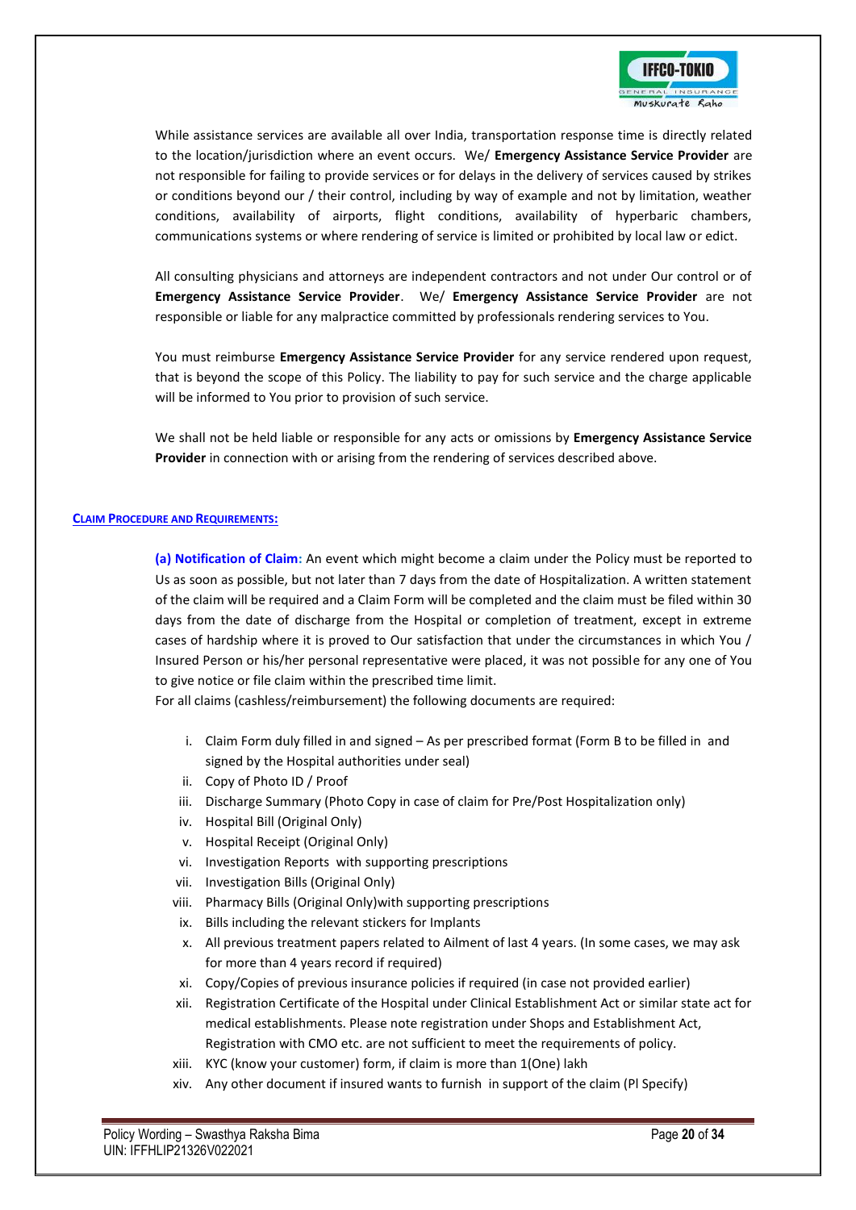While assistance services are available all over India, transportation response time is directly related to the location/jurisdiction where an event occurs. We/ **Emergency Assistance Service Provider** are not responsible for failing to provide services or for delays in the delivery of services caused by strikes or conditions beyond our / their control, including by way of example and not by limitation, weather conditions, availability of airports, flight conditions, availability of hyperbaric chambers, communications systems or where rendering of service is limited or prohibited by local law or edict.

All consulting physicians and attorneys are independent contractors and not under Our control or of **Emergency Assistance Service Provider**. We/ **Emergency Assistance Service Provider** are not responsible or liable for any malpractice committed by professionals rendering services to You.

You must reimburse **Emergency Assistance Service Provider** for any service rendered upon request, that is beyond the scope of this Policy. The liability to pay for such service and the charge applicable will be informed to You prior to provision of such service.

We shall not be held liable or responsible for any acts or omissions by **Emergency Assistance Service Provider** in connection with or arising from the rendering of services described above.

## CLAIM PROCEDURE AND REQUIREMENTS:

**(a) Notification of Claim:** An event which might become a claim under the Policy must be reported to Us as soon as possible, but not later than 7 days from the date of Hospitalization. A written statement of the claim will be required and a Claim Form will be completed and the claim must be filed within 30 days from the date of discharge from the Hospital or completion of treatment, except in extreme cases of hardship where it is proved to Our satisfaction that under the circumstances in which You / Insured Person or his/her personal representative were placed, it was not possible for any one of You to give notice or file claim within the prescribed time limit.

For all claims (cashless/reimbursement) the following documents are required:

i. Claim Form duly filled in and signed – As per prescribed format (Form B to be filled in and signed by the Hospital authorities under seal)
ii. Copy of Photo ID / Proof
iii. Discharge Summary (Photo Copy in case of claim for Pre/Post Hospitalization only)
iv. Hospital Bill (Original Only)
v. Hospital Receipt (Original Only)
vi. Investigation Reports with supporting prescriptions
vii. Investigation Bills (Original Only)
viii. Pharmacy Bills (Original Only)with supporting prescriptions
ix. Bills including the relevant stickers for Implants
x. All previous treatment papers related to Ailment of last 4 years. (In some cases, we may ask for more than 4 years record if required)
xi. Copy/Copies of previous insurance policies if required (in case not provided earlier)
xii. Registration Certificate of the Hospital under Clinical Establishment Act or similar state act for medical establishments. Please note registration under Shops and Establishment Act, Registration with CMO etc. are not sufficient to meet the requirements of policy.
xiii. KYC (know your customer) form, if claim is more than 1(One) lakh
xiv. Any other document if insured wants to furnish in support of the claim (Pl Specify)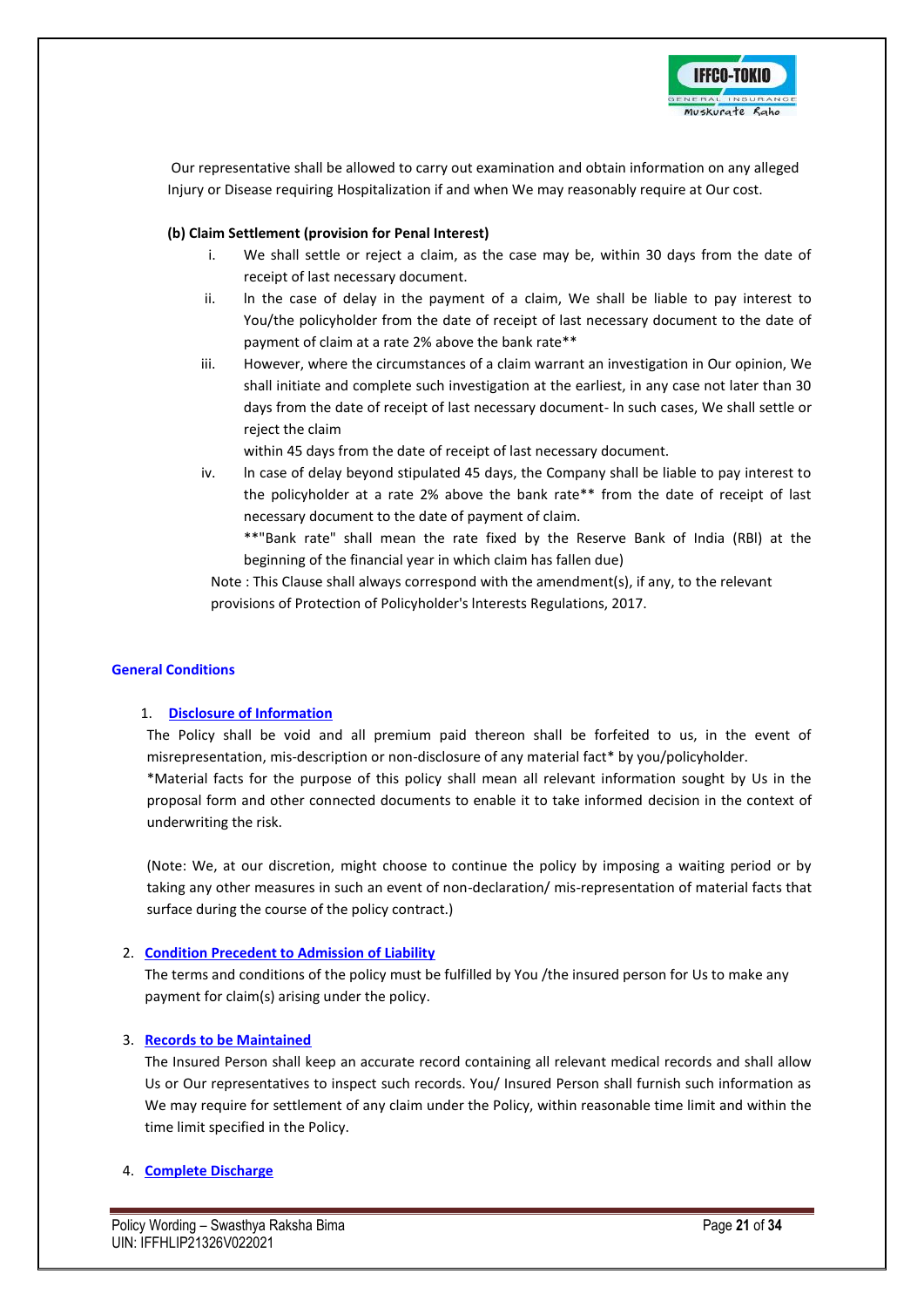Our representative shall be allowed to carry out examination and obtain information on any alleged Injury or Disease requiring Hospitalization if and when We may reasonably require at Our cost.

**(b) Claim Settlement (provision for Penal Interest)**

i. We shall settle or reject a claim, as the case may be, within 30 days from the date of receipt of last necessary document.

ii. In the case of delay in the payment of a claim, We shall be liable to pay interest to You/the policyholder from the date of receipt of last necessary document to the date of payment of claim at a rate 2% above the bank rate**

iii. However, where the circumstances of a claim warrant an investigation in Our opinion, We shall initiate and complete such investigation at the earliest, in any case not later than 30 days from the date of receipt of last necessary document- In such cases, We shall settle or reject the claim
within 45 days from the date of receipt of last necessary document.

iv. In case of delay beyond stipulated 45 days, the Company shall be liable to pay interest to the policyholder at a rate 2% above the bank rate** from the date of receipt of last necessary document to the date of payment of claim.
**"Bank rate" shall mean the rate fixed by the Reserve Bank of India (RBI) at the beginning of the financial year in which claim has fallen due)

Note : This Clause shall always correspond with the amendment(s), if any, to the relevant provisions of Protection of Policyholder's Interests Regulations, 2017.

## General Conditions

1. **Disclosure of Information**

The Policy shall be void and all premium paid thereon shall be forfeited to us, in the event of misrepresentation, mis-description or non-disclosure of any material fact* by you/policyholder.
*Material facts for the purpose of this policy shall mean all relevant information sought by Us in the proposal form and other connected documents to enable it to take informed decision in the context of underwriting the risk.

(Note: We, at our discretion, might choose to continue the policy by imposing a waiting period or by taking any other measures in such an event of non-declaration/ mis-representation of material facts that surface during the course of the policy contract.)

2. **Condition Precedent to Admission of Liability**

The terms and conditions of the policy must be fulfilled by You /the insured person for Us to make any payment for claim(s) arising under the policy.

3. **Records to be Maintained**

The Insured Person shall keep an accurate record containing all relevant medical records and shall allow Us or Our representatives to inspect such records. You/ Insured Person shall furnish such information as We may require for settlement of any claim under the Policy, within reasonable time limit and within the time limit specified in the Policy.

4. **Complete Discharge**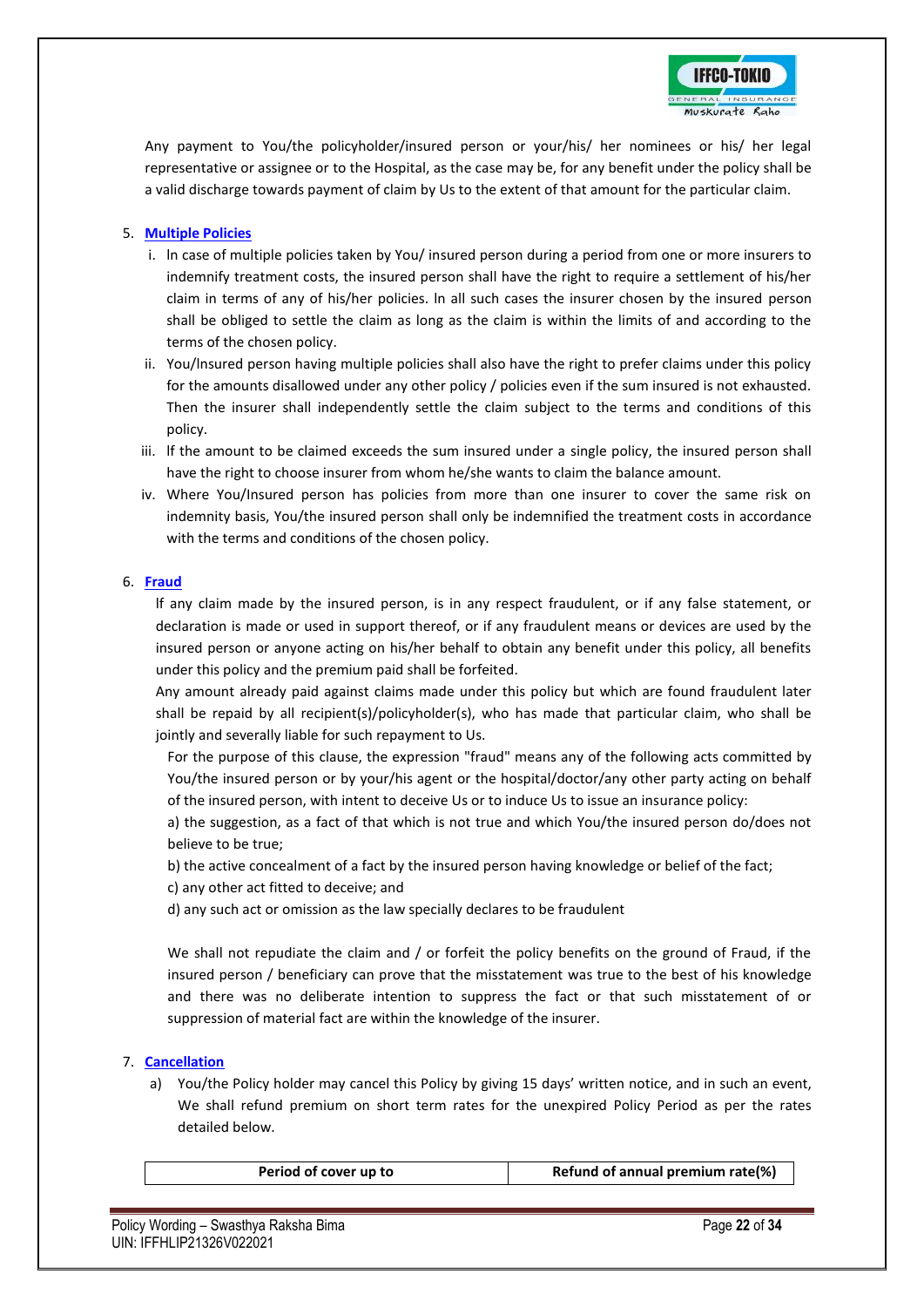Any payment to You/the policyholder/insured person or your/his/ her nominees or his/ her legal representative or assignee or to the Hospital, as the case may be, for any benefit under the policy shall be a valid discharge towards payment of claim by Us to the extent of that amount for the particular claim.

5. **Multiple Policies**
   i. In case of multiple policies taken by You/ insured person during a period from one or more insurers to indemnify treatment costs, the insured person shall have the right to require a settlement of his/her claim in terms of any of his/her policies. In all such cases the insurer chosen by the insured person shall be obliged to settle the claim as long as the claim is within the limits of and according to the terms of the chosen policy.
   ii. You/Insured person having multiple policies shall also have the right to prefer claims under this policy for the amounts disallowed under any other policy / policies even if the sum insured is not exhausted. Then the insurer shall independently settle the claim subject to the terms and conditions of this policy.
   iii. If the amount to be claimed exceeds the sum insured under a single policy, the insured person shall have the right to choose insurer from whom he/she wants to claim the balance amount.
   iv. Where You/Insured person has policies from more than one insurer to cover the same risk on indemnity basis, You/the insured person shall only be indemnified the treatment costs in accordance with the terms and conditions of the chosen policy.

6. **Fraud**

   If any claim made by the insured person, is in any respect fraudulent, or if any false statement, or declaration is made or used in support thereof, or if any fraudulent means or devices are used by the insured person or anyone acting on his/her behalf to obtain any benefit under this policy, all benefits under this policy and the premium paid shall be forfeited.

   Any amount already paid against claims made under this policy but which are found fraudulent later shall be repaid by all recipient(s)/policyholder(s), who has made that particular claim, who shall be jointly and severally liable for such repayment to Us.

   For the purpose of this clause, the expression "fraud" means any of the following acts committed by You/the insured person or by your/his agent or the hospital/doctor/any other party acting on behalf of the insured person, with intent to deceive Us or to induce Us to issue an insurance policy:

   a) the suggestion, as a fact of that which is not true and which You/the insured person do/does not believe to be true;

   b) the active concealment of a fact by the insured person having knowledge or belief of the fact;

   c) any other act fitted to deceive; and

   d) any such act or omission as the law specially declares to be fraudulent

   We shall not repudiate the claim and / or forfeit the policy benefits on the ground of Fraud, if the insured person / beneficiary can prove that the misstatement was true to the best of his knowledge and there was no deliberate intention to suppress the fact or that such misstatement of or suppression of material fact are within the knowledge of the insurer.

7. **Cancellation**
   a) You/the Policy holder may cancel this Policy by giving 15 days' written notice, and in such an event, We shall refund premium on short term rates for the unexpired Policy Period as per the rates detailed below.

| Period of cover up to | Refund of annual premium rate(%) |
|---|---|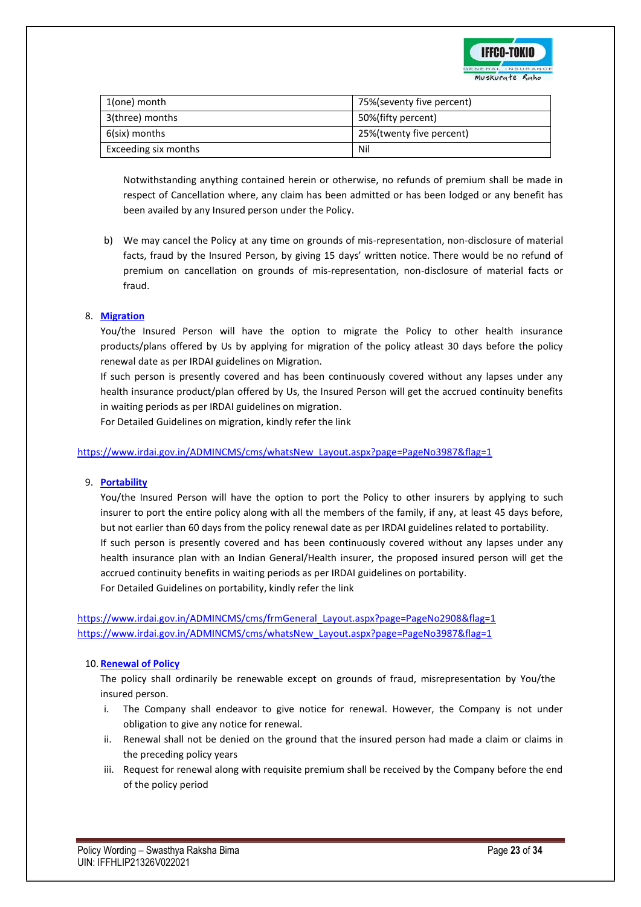| 1(one) month | 75%(seventy five percent) |
|---|---|
| 3(three) months | 50%(fifty percent) |
| 6(six) months | 25%(twenty five percent) |
| Exceeding six months | Nil |

Notwithstanding anything contained herein or otherwise, no refunds of premium shall be made in respect of Cancellation where, any claim has been admitted or has been lodged or any benefit has been availed by any Insured person under the Policy.

b) We may cancel the Policy at any time on grounds of mis-representation, non-disclosure of material facts, fraud by the Insured Person, by giving 15 days' written notice. There would be no refund of premium on cancellation on grounds of mis-representation, non-disclosure of material facts or fraud.

8. **Migration**

You/the Insured Person will have the option to migrate the Policy to other health insurance products/plans offered by Us by applying for migration of the policy atleast 30 days before the policy renewal date as per IRDAI guidelines on Migration.

If such person is presently covered and has been continuously covered without any lapses under any health insurance product/plan offered by Us, the Insured Person will get the accrued continuity benefits in waiting periods as per IRDAI guidelines on migration.

For Detailed Guidelines on migration, kindly refer the link

https://www.irdai.gov.in/ADMINCMS/cms/whatsNew_Layout.aspx?page=PageNo3987&flag=1

9. **Portability**

You/the Insured Person will have the option to port the Policy to other insurers by applying to such insurer to port the entire policy along with all the members of the family, if any, at least 45 days before, but not earlier than 60 days from the policy renewal date as per IRDAI guidelines related to portability.

If such person is presently covered and has been continuously covered without any lapses under any health insurance plan with an Indian General/Health insurer, the proposed insured person will get the accrued continuity benefits in waiting periods as per IRDAI guidelines on portability.

For Detailed Guidelines on portability, kindly refer the link

https://www.irdai.gov.in/ADMINCMS/cms/frmGeneral_Layout.aspx?page=PageNo2908&flag=1
https://www.irdai.gov.in/ADMINCMS/cms/whatsNew_Layout.aspx?page=PageNo3987&flag=1

10. **Renewal of Policy**

The policy shall ordinarily be renewable except on grounds of fraud, misrepresentation by You/the insured person.

i. The Company shall endeavor to give notice for renewal. However, the Company is not under obligation to give any notice for renewal.
ii. Renewal shall not be denied on the ground that the insured person had made a claim or claims in the preceding policy years
iii. Request for renewal along with requisite premium shall be received by the Company before the end of the policy period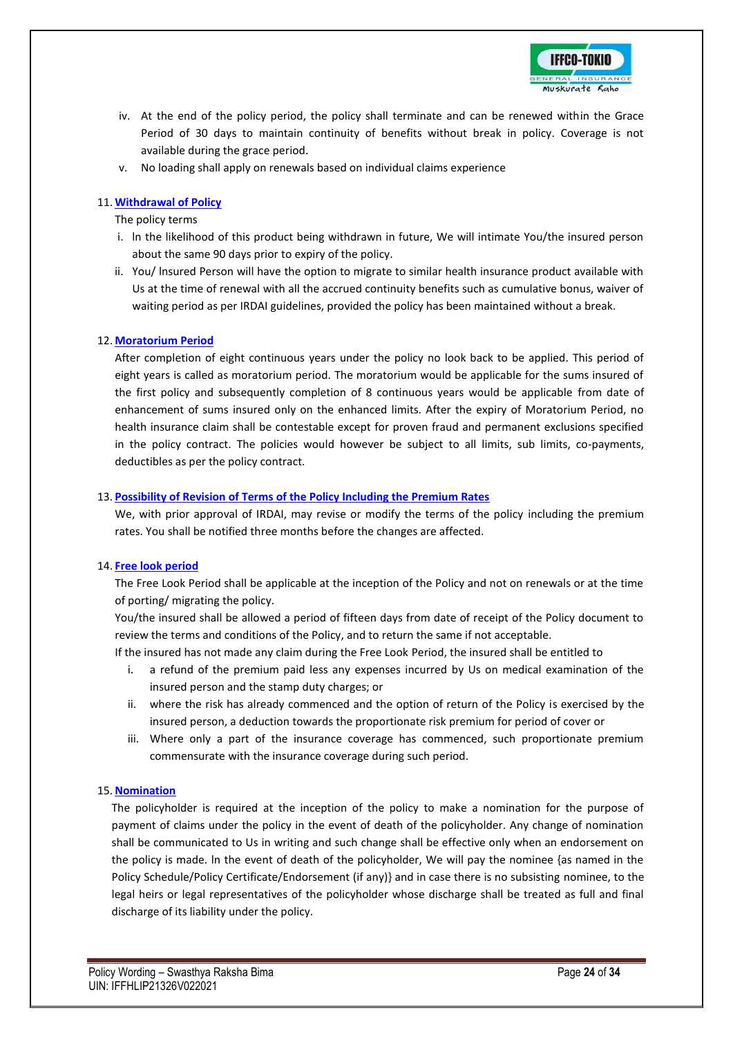iv. At the end of the policy period, the policy shall terminate and can be renewed within the Grace Period of 30 days to maintain continuity of benefits without break in policy. Coverage is not available during the grace period.

v. No loading shall apply on renewals based on individual claims experience

11. **Withdrawal of Policy**

The policy terms

i. In the likelihood of this product being withdrawn in future, We will intimate You/the insured person about the same 90 days prior to expiry of the policy.

ii. You/ Insured Person will have the option to migrate to similar health insurance product available with Us at the time of renewal with all the accrued continuity benefits such as cumulative bonus, waiver of waiting period as per IRDAI guidelines, provided the policy has been maintained without a break.

12. **Moratorium Period**

After completion of eight continuous years under the policy no look back to be applied. This period of eight years is called as moratorium period. The moratorium would be applicable for the sums insured of the first policy and subsequently completion of 8 continuous years would be applicable from date of enhancement of sums insured only on the enhanced limits. After the expiry of Moratorium Period, no health insurance claim shall be contestable except for proven fraud and permanent exclusions specified in the policy contract. The policies would however be subject to all limits, sub limits, co-payments, deductibles as per the policy contract.

13. **Possibility of Revision of Terms of the Policy Including the Premium Rates**

We, with prior approval of IRDAI, may revise or modify the terms of the policy including the premium rates. You shall be notified three months before the changes are affected.

14. **Free look period**

The Free Look Period shall be applicable at the inception of the Policy and not on renewals or at the time of porting/ migrating the policy.

You/the insured shall be allowed a period of fifteen days from date of receipt of the Policy document to review the terms and conditions of the Policy, and to return the same if not acceptable.

If the insured has not made any claim during the Free Look Period, the insured shall be entitled to

i. a refund of the premium paid less any expenses incurred by Us on medical examination of the insured person and the stamp duty charges; or

ii. where the risk has already commenced and the option of return of the Policy is exercised by the insured person, a deduction towards the proportionate risk premium for period of cover or

iii. Where only a part of the insurance coverage has commenced, such proportionate premium commensurate with the insurance coverage during such period.

15. **Nomination**

The policyholder is required at the inception of the policy to make a nomination for the purpose of payment of claims under the policy in the event of death of the policyholder. Any change of nomination shall be communicated to Us in writing and such change shall be effective only when an endorsement on the policy is made. In the event of death of the policyholder, We will pay the nominee {as named in the Policy Schedule/Policy Certificate/Endorsement (if any)} and in case there is no subsisting nominee, to the legal heirs or legal representatives of the policyholder whose discharge shall be treated as full and final discharge of its liability under the policy.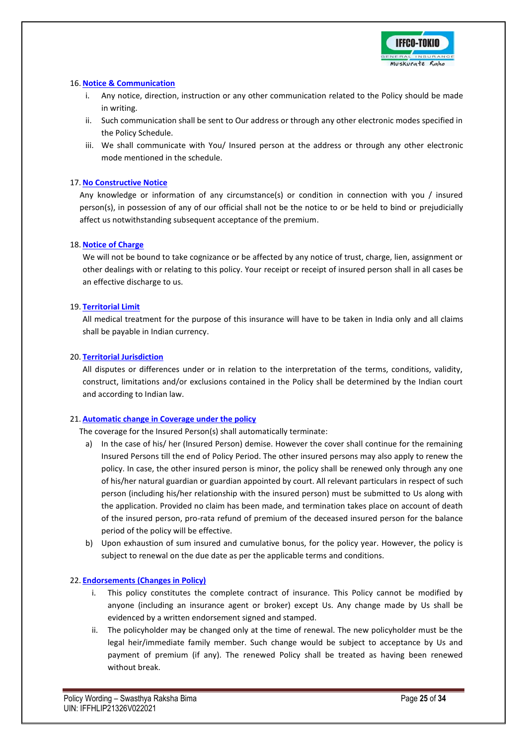16. **Notice & Communication**

    i. Any notice, direction, instruction or any other communication related to the Policy should be made in writing.

    ii. Such communication shall be sent to Our address or through any other electronic modes specified in the Policy Schedule.

    iii. We shall communicate with You/ Insured person at the address or through any other electronic mode mentioned in the schedule.

17. **No Constructive Notice**

    Any knowledge or information of any circumstance(s) or condition in connection with you / insured person(s), in possession of any of our official shall not be the notice to or be held to bind or prejudicially affect us notwithstanding subsequent acceptance of the premium.

18. **Notice of Charge**

    We will not be bound to take cognizance or be affected by any notice of trust, charge, lien, assignment or other dealings with or relating to this policy. Your receipt or receipt of insured person shall in all cases be an effective discharge to us.

19. **Territorial Limit**

    All medical treatment for the purpose of this insurance will have to be taken in India only and all claims shall be payable in Indian currency.

20. **Territorial Jurisdiction**

    All disputes or differences under or in relation to the interpretation of the terms, conditions, validity, construct, limitations and/or exclusions contained in the Policy shall be determined by the Indian court and according to Indian law.

21. **Automatic change in Coverage under the policy**

    The coverage for the Insured Person(s) shall automatically terminate:

    a) In the case of his/ her (Insured Person) demise. However the cover shall continue for the remaining Insured Persons till the end of Policy Period. The other insured persons may also apply to renew the policy. In case, the other insured person is minor, the policy shall be renewed only through any one of his/her natural guardian or guardian appointed by court. All relevant particulars in respect of such person (including his/her relationship with the insured person) must be submitted to Us along with the application. Provided no claim has been made, and termination takes place on account of death of the insured person, pro-rata refund of premium of the deceased insured person for the balance period of the policy will be effective.

    b) Upon exhaustion of sum insured and cumulative bonus, for the policy year. However, the policy is subject to renewal on the due date as per the applicable terms and conditions.

22. **Endorsements (Changes in Policy)**

    i. This policy constitutes the complete contract of insurance. This Policy cannot be modified by anyone (including an insurance agent or broker) except Us. Any change made by Us shall be evidenced by a written endorsement signed and stamped.

    ii. The policyholder may be changed only at the time of renewal. The new policyholder must be the legal heir/immediate family member. Such change would be subject to acceptance by Us and payment of premium (if any). The renewed Policy shall be treated as having been renewed without break.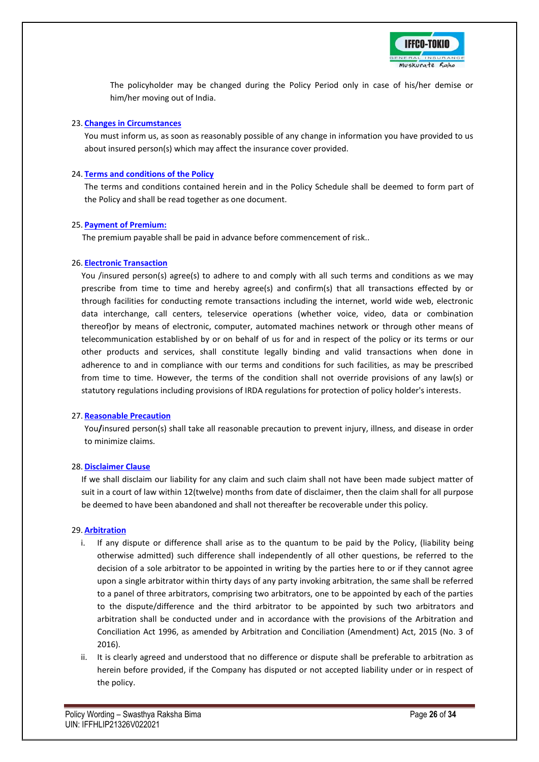The policyholder may be changed during the Policy Period only in case of his/her demise or him/her moving out of India.

23. **Changes in Circumstances**

You must inform us, as soon as reasonably possible of any change in information you have provided to us about insured person(s) which may affect the insurance cover provided.

24. **Terms and conditions of the Policy**

The terms and conditions contained herein and in the Policy Schedule shall be deemed to form part of the Policy and shall be read together as one document.

25. **Payment of Premium:**

The premium payable shall be paid in advance before commencement of risk..

26. **Electronic Transaction**

You /insured person(s) agree(s) to adhere to and comply with all such terms and conditions as we may prescribe from time to time and hereby agree(s) and confirm(s) that all transactions effected by or through facilities for conducting remote transactions including the internet, world wide web, electronic data interchange, call centers, teleservice operations (whether voice, video, data or combination thereof)or by means of electronic, computer, automated machines network or through other means of telecommunication established by or on behalf of us for and in respect of the policy or its terms or our other products and services, shall constitute legally binding and valid transactions when done in adherence to and in compliance with our terms and conditions for such facilities, as may be prescribed from time to time. However, the terms of the condition shall not override provisions of any law(s) or statutory regulations including provisions of IRDA regulations for protection of policy holder's interests.

27. **Reasonable Precaution**

You/insured person(s) shall take all reasonable precaution to prevent injury, illness, and disease in order to minimize claims.

28. **Disclaimer Clause**

If we shall disclaim our liability for any claim and such claim shall not have been made subject matter of suit in a court of law within 12(twelve) months from date of disclaimer, then the claim shall for all purpose be deemed to have been abandoned and shall not thereafter be recoverable under this policy.

29. **Arbitration**

i. If any dispute or difference shall arise as to the quantum to be paid by the Policy, (liability being otherwise admitted) such difference shall independently of all other questions, be referred to the decision of a sole arbitrator to be appointed in writing by the parties here to or if they cannot agree upon a single arbitrator within thirty days of any party invoking arbitration, the same shall be referred to a panel of three arbitrators, comprising two arbitrators, one to be appointed by each of the parties to the dispute/difference and the third arbitrator to be appointed by such two arbitrators and arbitration shall be conducted under and in accordance with the provisions of the Arbitration and Conciliation Act 1996, as amended by Arbitration and Conciliation (Amendment) Act, 2015 (No. 3 of 2016).

ii. It is clearly agreed and understood that no difference or dispute shall be preferable to arbitration as herein before provided, if the Company has disputed or not accepted liability under or in respect of the policy.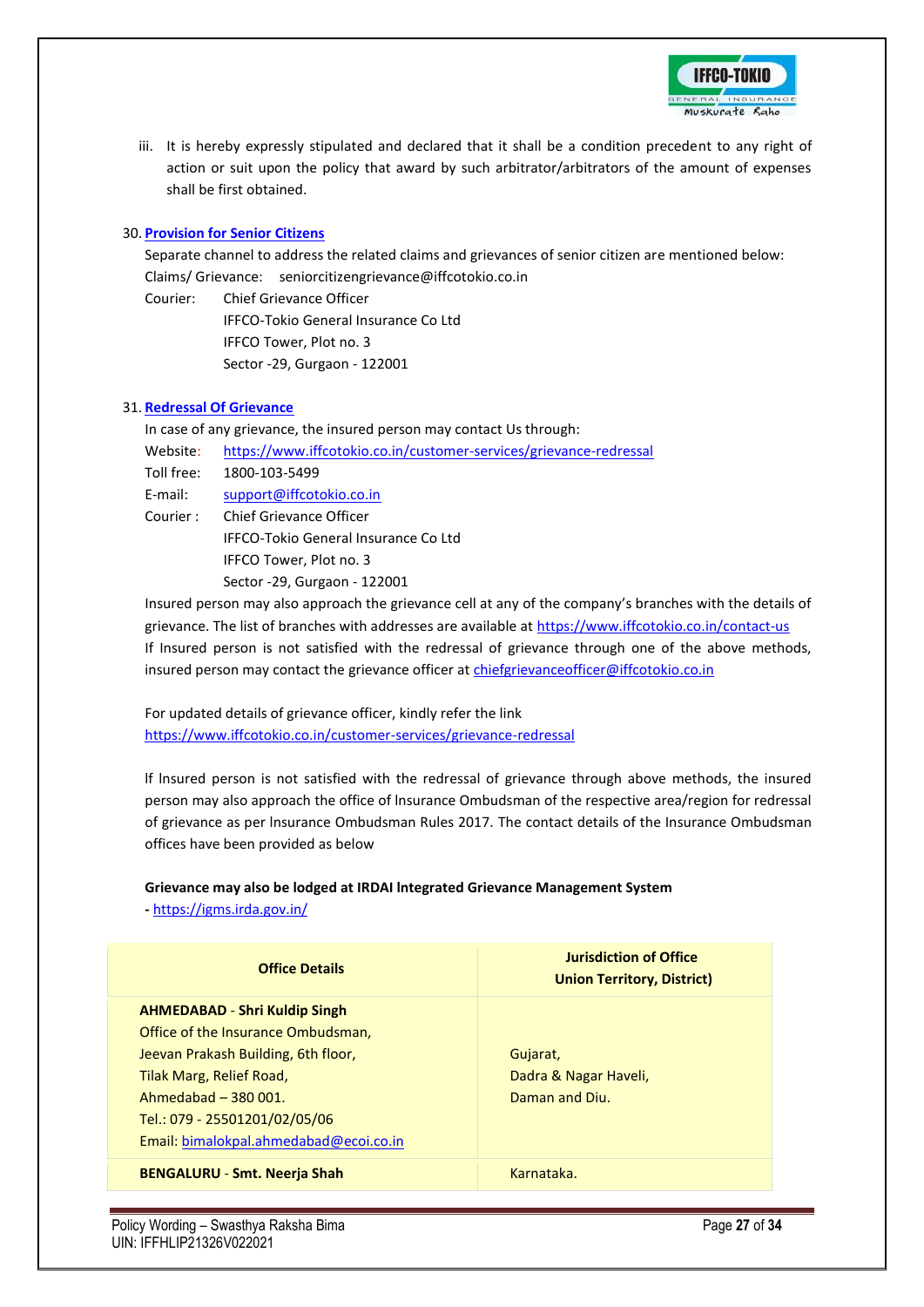iii. It is hereby expressly stipulated and declared that it shall be a condition precedent to any right of action or suit upon the policy that award by such arbitrator/arbitrators of the amount of expenses shall be first obtained.

30. **Provision for Senior Citizens**

Separate channel to address the related claims and grievances of senior citizen are mentioned below:

Claims/ Grievance: seniorcitizengrievance@iffcotokio.co.in

Courier: Chief Grievance Officer
IFFCO-Tokio General Insurance Co Ltd
IFFCO Tower, Plot no. 3
Sector -29, Gurgaon - 122001

31. **Redressal Of Grievance**

In case of any grievance, the insured person may contact Us through:

Website: https://www.iffcotokio.co.in/customer-services/grievance-redressal

Toll free: 1800-103-5499

E-mail: support@iffcotokio.co.in

Courier : Chief Grievance Officer
IFFCO-Tokio General Insurance Co Ltd
IFFCO Tower, Plot no. 3
Sector -29, Gurgaon - 122001

Insured person may also approach the grievance cell at any of the company's branches with the details of grievance. The list of branches with addresses are available at https://www.iffcotokio.co.in/contact-us

If Insured person is not satisfied with the redressal of grievance through one of the above methods, insured person may contact the grievance officer at chiefgrievanceofficer@iffcotokio.co.in

For updated details of grievance officer, kindly refer the link
https://www.iffcotokio.co.in/customer-services/grievance-redressal

If Insured person is not satisfied with the redressal of grievance through above methods, the insured person may also approach the office of Insurance Ombudsman of the respective area/region for redressal of grievance as per Insurance Ombudsman Rules 2017. The contact details of the Insurance Ombudsman offices have been provided as below

**Grievance may also be lodged at IRDAI Integrated Grievance Management System**
**-** https://igms.irda.gov.in/

| Office Details | Jurisdiction of Office Union Territory, District) |
|---|---|
| **AHMEDABAD - Shri Kuldip Singh**<br>Office of the Insurance Ombudsman,<br>Jeevan Prakash Building, 6th floor,<br>Tilak Marg, Relief Road,<br>Ahmedabad – 380 001.<br>Tel.: 079 - 25501201/02/05/06<br>Email: bimalokpal.ahmedabad@ecoi.co.in | Gujarat,<br>Dadra & Nagar Haveli,<br>Daman and Diu. |
| **BENGALURU - Smt. Neerja Shah** | Karnataka. |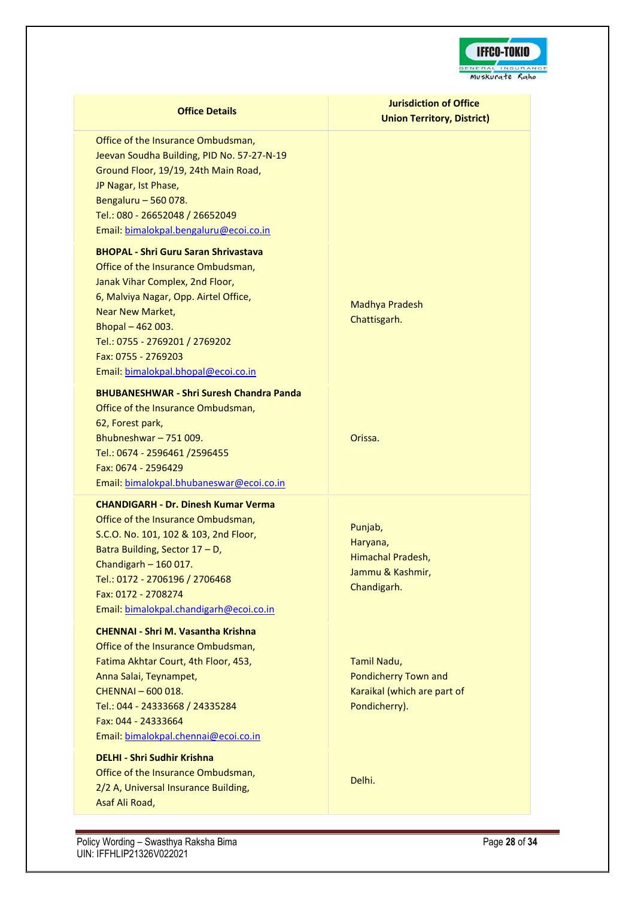| Office Details | Jurisdiction of Office Union Territory, District) |
|---|---|
| Office of the Insurance Ombudsman,<br>Jeevan Soudha Building, PID No. 57-27-N-19<br>Ground Floor, 19/19, 24th Main Road,<br>JP Nagar, Ist Phase,<br>Bengaluru – 560 078.<br>Tel.: 080 - 26652048 / 26652049<br>Email: bimalokpal.bengaluru@ecoi.co.in | |
| **BHOPAL - Shri Guru Saran Shrivastava**<br>Office of the Insurance Ombudsman,<br>Janak Vihar Complex, 2nd Floor,<br>6, Malviya Nagar, Opp. Airtel Office,<br>Near New Market,<br>Bhopal – 462 003.<br>Tel.: 0755 - 2769201 / 2769202<br>Fax: 0755 - 2769203<br>Email: bimalokpal.bhopal@ecoi.co.in | Madhya Pradesh<br>Chattisgarh. |
| **BHUBANESHWAR - Shri Suresh Chandra Panda**<br>Office of the Insurance Ombudsman,<br>62, Forest park,<br>Bhubneshwar – 751 009.<br>Tel.: 0674 - 2596461 /2596455<br>Fax: 0674 - 2596429<br>Email: bimalokpal.bhubaneswar@ecoi.co.in | Orissa. |
| **CHANDIGARH - Dr. Dinesh Kumar Verma**<br>Office of the Insurance Ombudsman,<br>S.C.O. No. 101, 102 & 103, 2nd Floor,<br>Batra Building, Sector 17 – D,<br>Chandigarh – 160 017.<br>Tel.: 0172 - 2706196 / 2706468<br>Fax: 0172 - 2708274<br>Email: bimalokpal.chandigarh@ecoi.co.in | Punjab,<br>Haryana,<br>Himachal Pradesh,<br>Jammu & Kashmir,<br>Chandigarh. |
| **CHENNAI - Shri M. Vasantha Krishna**<br>Office of the Insurance Ombudsman,<br>Fatima Akhtar Court, 4th Floor, 453,<br>Anna Salai, Teynampet,<br>CHENNAI – 600 018.<br>Tel.: 044 - 24333668 / 24335284<br>Fax: 044 - 24333664<br>Email: bimalokpal.chennai@ecoi.co.in | Tamil Nadu,<br>Pondicherry Town and<br>Karaikal (which are part of<br>Pondicherry). |
| **DELHI - Shri Sudhir Krishna**<br>Office of the Insurance Ombudsman,<br>2/2 A, Universal Insurance Building,<br>Asaf Ali Road, | Delhi. |

Policy Wording – Swasthya Raksha Bima
UIN: IFFHLIP21326V022021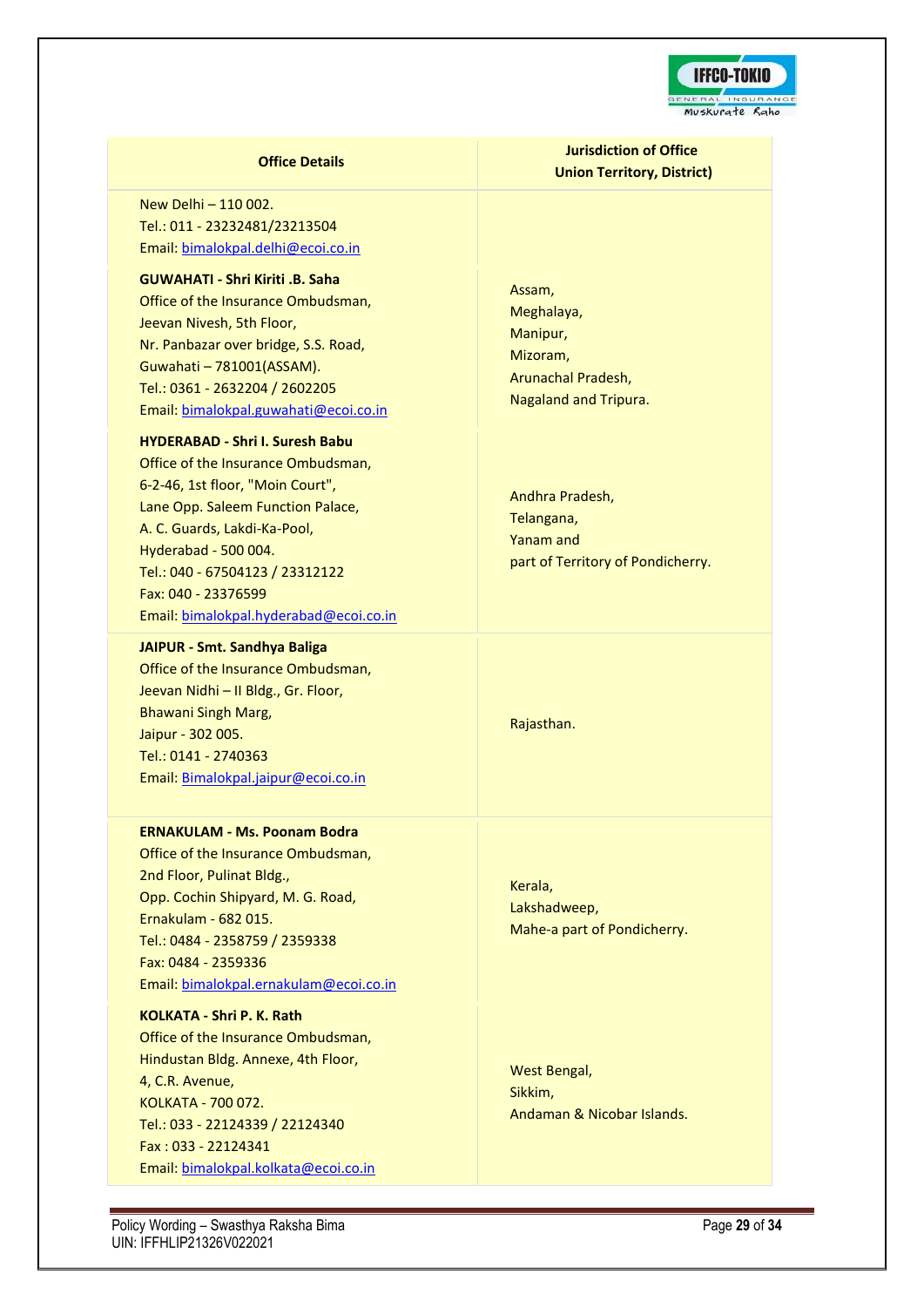| Office Details | Jurisdiction of Office Union Territory, District) |
|---|---|
| New Delhi – 110 002.<br>Tel.: 011 - 23232481/23213504<br>Email: bimalokpal.delhi@ecoi.co.in | |
| **GUWAHATI - Shri Kiriti .B. Saha**<br>Office of the Insurance Ombudsman,<br>Jeevan Nivesh, 5th Floor,<br>Nr. Panbazar over bridge, S.S. Road,<br>Guwahati – 781001(ASSAM).<br>Tel.: 0361 - 2632204 / 2602205<br>Email: bimalokpal.guwahati@ecoi.co.in | Assam,<br>Meghalaya,<br>Manipur,<br>Mizoram,<br>Arunachal Pradesh,<br>Nagaland and Tripura. |
| **HYDERABAD - Shri I. Suresh Babu**<br>Office of the Insurance Ombudsman,<br>6-2-46, 1st floor, "Moin Court",<br>Lane Opp. Saleem Function Palace,<br>A. C. Guards, Lakdi-Ka-Pool,<br>Hyderabad - 500 004.<br>Tel.: 040 - 67504123 / 23312122<br>Fax: 040 - 23376599<br>Email: bimalokpal.hyderabad@ecoi.co.in | Andhra Pradesh,<br>Telangana,<br>Yanam and<br>part of Territory of Pondicherry. |
| **JAIPUR - Smt. Sandhya Baliga**<br>Office of the Insurance Ombudsman,<br>Jeevan Nidhi – II Bldg., Gr. Floor,<br>Bhawani Singh Marg,<br>Jaipur - 302 005.<br>Tel.: 0141 - 2740363<br>Email: Bimalokpal.jaipur@ecoi.co.in | Rajasthan. |
| **ERNAKULAM - Ms. Poonam Bodra**<br>Office of the Insurance Ombudsman,<br>2nd Floor, Pulinat Bldg.,<br>Opp. Cochin Shipyard, M. G. Road,<br>Ernakulam - 682 015.<br>Tel.: 0484 - 2358759 / 2359338<br>Fax: 0484 - 2359336<br>Email: bimalokpal.ernakulam@ecoi.co.in | Kerala,<br>Lakshadweep,<br>Mahe-a part of Pondicherry. |
| **KOLKATA - Shri P. K. Rath**<br>Office of the Insurance Ombudsman,<br>Hindustan Bldg. Annexe, 4th Floor,<br>4, C.R. Avenue,<br>KOLKATA - 700 072.<br>Tel.: 033 - 22124339 / 22124340<br>Fax : 033 - 22124341<br>Email: bimalokpal.kolkata@ecoi.co.in | West Bengal,<br>Sikkim,<br>Andaman & Nicobar Islands. |

Policy Wording – Swasthya Raksha Bima
UIN: IFFHLIP21326V022021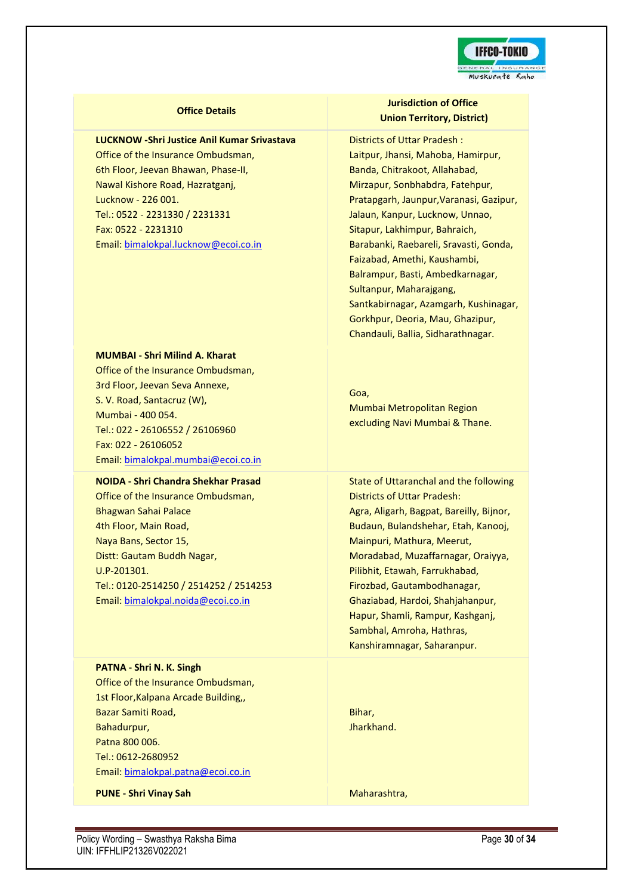| Office Details | Jurisdiction of Office Union Territory, District) |
|---|---|
| **LUCKNOW -Shri Justice Anil Kumar Srivastava**<br>Office of the Insurance Ombudsman,<br>6th Floor, Jeevan Bhawan, Phase-II,<br>Nawal Kishore Road, Hazratganj,<br>Lucknow - 226 001.<br>Tel.: 0522 - 2231330 / 2231331<br>Fax: 0522 - 2231310<br>Email: bimalokpal.lucknow@ecoi.co.in | Districts of Uttar Pradesh :<br>Laitpur, Jhansi, Mahoba, Hamirpur, Banda, Chitrakoot, Allahabad, Mirzapur, Sonbhabdra, Fatehpur, Pratapgarh, Jaunpur,Varanasi, Gazipur, Jalaun, Kanpur, Lucknow, Unnao, Sitapur, Lakhimpur, Bahraich, Barabanki, Raebareli, Sravasti, Gonda, Faizabad, Amethi, Kaushambi, Balrampur, Basti, Ambedkarnagar, Sultanpur, Maharajgang, Santkabirnagar, Azamgarh, Kushinagar, Gorkhpur, Deoria, Mau, Ghazipur, Chandauli, Ballia, Sidharathnagar. |
| **MUMBAI - Shri Milind A. Kharat**<br>Office of the Insurance Ombudsman,<br>3rd Floor, Jeevan Seva Annexe,<br>S. V. Road, Santacruz (W),<br>Mumbai - 400 054.<br>Tel.: 022 - 26106552 / 26106960<br>Fax: 022 - 26106052<br>Email: bimalokpal.mumbai@ecoi.co.in | Goa,<br>Mumbai Metropolitan Region excluding Navi Mumbai & Thane. |
| **NOIDA - Shri Chandra Shekhar Prasad**<br>Office of the Insurance Ombudsman,<br>Bhagwan Sahai Palace<br>4th Floor, Main Road,<br>Naya Bans, Sector 15,<br>Distt: Gautam Buddh Nagar,<br>U.P-201301.<br>Tel.: 0120-2514250 / 2514252 / 2514253<br>Email: bimalokpal.noida@ecoi.co.in | State of Uttaranchal and the following Districts of Uttar Pradesh:<br>Agra, Aligarh, Bagpat, Bareilly, Bijnor, Budaun, Bulandshehar, Etah, Kanooj, Mainpuri, Mathura, Meerut, Moradabad, Muzaffarnagar, Oraiyya, Pilibhit, Etawah, Farrukhabad, Firozbad, Gautambodhanagar, Ghaziabad, Hardoi, Shahjahanpur, Hapur, Shamli, Rampur, Kashganj, Sambhal, Amroha, Hathras, Kanshiramnagar, Saharanpur. |
| **PATNA - Shri N. K. Singh**<br>Office of the Insurance Ombudsman,<br>1st Floor,Kalpana Arcade Building,,<br>Bazar Samiti Road,<br>Bahadurpur,<br>Patna 800 006.<br>Tel.: 0612-2680952<br>Email: bimalokpal.patna@ecoi.co.in | Bihar,<br>Jharkhand. |
| **PUNE - Shri Vinay Sah** | Maharashtra, |

Policy Wording – Swasthya Raksha Bima
UIN: IFFHLIP21326V022021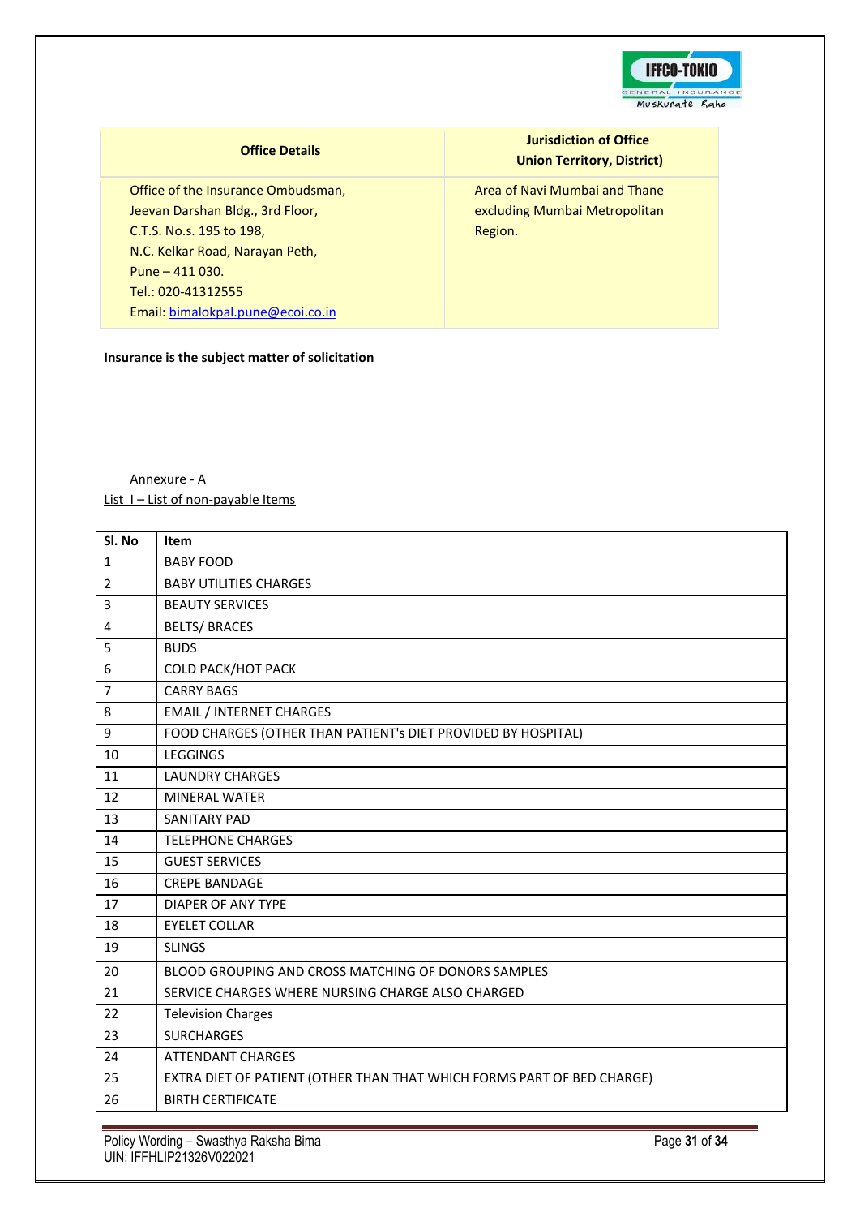| Office Details | Jurisdiction of Office Union Territory, District) |
|---|---|
| Office of the Insurance Ombudsman,<br>Jeevan Darshan Bldg., 3rd Floor,<br>C.T.S. No.s. 195 to 198,<br>N.C. Kelkar Road, Narayan Peth,<br>Pune – 411 030.<br>Tel.: 020-41312555<br>Email: bimalokpal.pune@ecoi.co.in | Area of Navi Mumbai and Thane excluding Mumbai Metropolitan Region. |

**Insurance is the subject matter of solicitation**

Annexure - A

List I – List of non-payable Items

| Sl. No | Item |
|---|---|
| 1 | BABY FOOD |
| 2 | BABY UTILITIES CHARGES |
| 3 | BEAUTY SERVICES |
| 4 | BELTS/ BRACES |
| 5 | BUDS |
| 6 | COLD PACK/HOT PACK |
| 7 | CARRY BAGS |
| 8 | EMAIL / INTERNET CHARGES |
| 9 | FOOD CHARGES (OTHER THAN PATIENT's DIET PROVIDED BY HOSPITAL) |
| 10 | LEGGINGS |
| 11 | LAUNDRY CHARGES |
| 12 | MINERAL WATER |
| 13 | SANITARY PAD |
| 14 | TELEPHONE CHARGES |
| 15 | GUEST SERVICES |
| 16 | CREPE BANDAGE |
| 17 | DIAPER OF ANY TYPE |
| 18 | EYELET COLLAR |
| 19 | SLINGS |
| 20 | BLOOD GROUPING AND CROSS MATCHING OF DONORS SAMPLES |
| 21 | SERVICE CHARGES WHERE NURSING CHARGE ALSO CHARGED |
| 22 | Television Charges |
| 23 | SURCHARGES |
| 24 | ATTENDANT CHARGES |
| 25 | EXTRA DIET OF PATIENT (OTHER THAN THAT WHICH FORMS PART OF BED CHARGE) |
| 26 | BIRTH CERTIFICATE |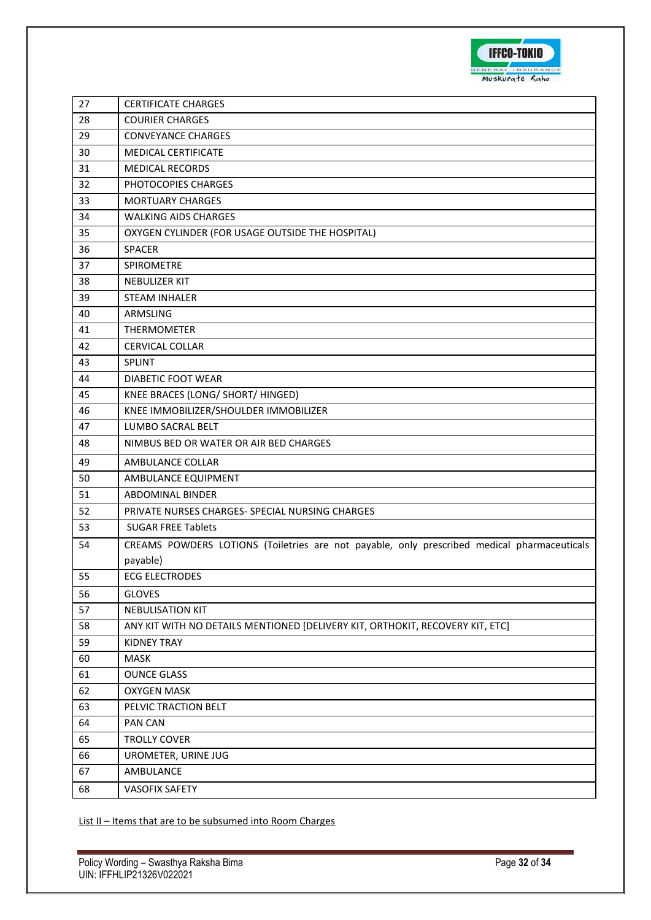| 27 | CERTIFICATE CHARGES |
|---|---|
| 28 | COURIER CHARGES |
| 29 | CONVEYANCE CHARGES |
| 30 | MEDICAL CERTIFICATE |
| 31 | MEDICAL RECORDS |
| 32 | PHOTOCOPIES CHARGES |
| 33 | MORTUARY CHARGES |
| 34 | WALKING AIDS CHARGES |
| 35 | OXYGEN CYLINDER (FOR USAGE OUTSIDE THE HOSPITAL) |
| 36 | SPACER |
| 37 | SPIROMETRE |
| 38 | NEBULIZER KIT |
| 39 | STEAM INHALER |
| 40 | ARMSLING |
| 41 | THERMOMETER |
| 42 | CERVICAL COLLAR |
| 43 | SPLINT |
| 44 | DIABETIC FOOT WEAR |
| 45 | KNEE BRACES (LONG/ SHORT/ HINGED) |
| 46 | KNEE IMMOBILIZER/SHOULDER IMMOBILIZER |
| 47 | LUMBO SACRAL BELT |
| 48 | NIMBUS BED OR WATER OR AIR BED CHARGES |
| 49 | AMBULANCE COLLAR |
| 50 | AMBULANCE EQUIPMENT |
| 51 | ABDOMINAL BINDER |
| 52 | PRIVATE NURSES CHARGES- SPECIAL NURSING CHARGES |
| 53 | SUGAR FREE Tablets |
| 54 | CREAMS POWDERS LOTIONS (Toiletries are not payable, only prescribed medical pharmaceuticals payable) |
| 55 | ECG ELECTRODES |
| 56 | GLOVES |
| 57 | NEBULISATION KIT |
| 58 | ANY KIT WITH NO DETAILS MENTIONED [DELIVERY KIT, ORTHOKIT, RECOVERY KIT, ETC] |
| 59 | KIDNEY TRAY |
| 60 | MASK |
| 61 | OUNCE GLASS |
| 62 | OXYGEN MASK |
| 63 | PELVIC TRACTION BELT |
| 64 | PAN CAN |
| 65 | TROLLY COVER |
| 66 | UROMETER, URINE JUG |
| 67 | AMBULANCE |
| 68 | VASOFIX SAFETY |

List II – Items that are to be subsumed into Room Charges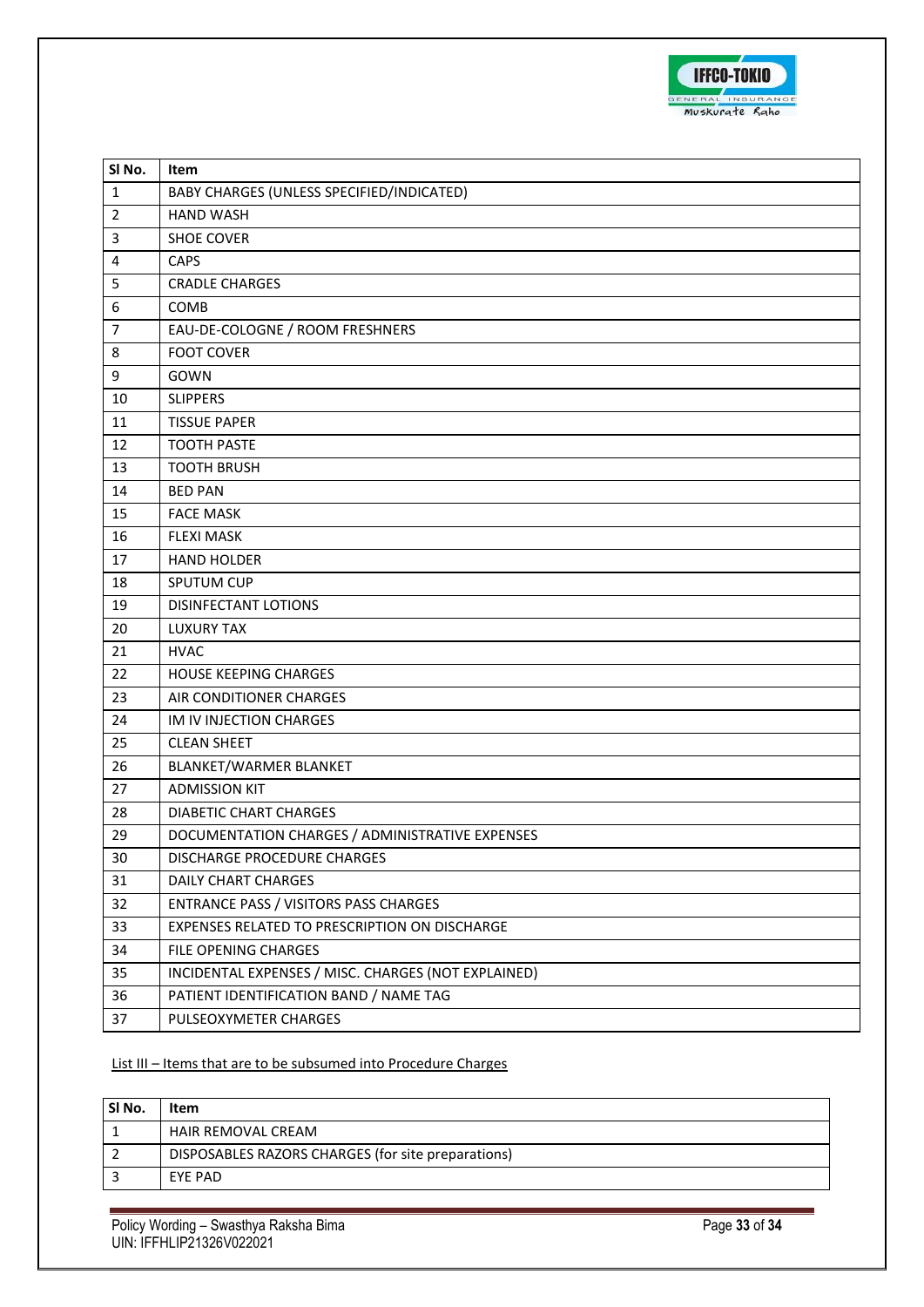| Sl No. | Item |
|---|---|
| 1 | BABY CHARGES (UNLESS SPECIFIED/INDICATED) |
| 2 | HAND WASH |
| 3 | SHOE COVER |
| 4 | CAPS |
| 5 | CRADLE CHARGES |
| 6 | COMB |
| 7 | EAU-DE-COLOGNE / ROOM FRESHNERS |
| 8 | FOOT COVER |
| 9 | GOWN |
| 10 | SLIPPERS |
| 11 | TISSUE PAPER |
| 12 | TOOTH PASTE |
| 13 | TOOTH BRUSH |
| 14 | BED PAN |
| 15 | FACE MASK |
| 16 | FLEXI MASK |
| 17 | HAND HOLDER |
| 18 | SPUTUM CUP |
| 19 | DISINFECTANT LOTIONS |
| 20 | LUXURY TAX |
| 21 | HVAC |
| 22 | HOUSE KEEPING CHARGES |
| 23 | AIR CONDITIONER CHARGES |
| 24 | IM IV INJECTION CHARGES |
| 25 | CLEAN SHEET |
| 26 | BLANKET/WARMER BLANKET |
| 27 | ADMISSION KIT |
| 28 | DIABETIC CHART CHARGES |
| 29 | DOCUMENTATION CHARGES / ADMINISTRATIVE EXPENSES |
| 30 | DISCHARGE PROCEDURE CHARGES |
| 31 | DAILY CHART CHARGES |
| 32 | ENTRANCE PASS / VISITORS PASS CHARGES |
| 33 | EXPENSES RELATED TO PRESCRIPTION ON DISCHARGE |
| 34 | FILE OPENING CHARGES |
| 35 | INCIDENTAL EXPENSES / MISC. CHARGES (NOT EXPLAINED) |
| 36 | PATIENT IDENTIFICATION BAND / NAME TAG |
| 37 | PULSEOXYMETER CHARGES |

List III – Items that are to be subsumed into Procedure Charges

| Sl No. | Item |
|---|---|
| 1 | HAIR REMOVAL CREAM |
| 2 | DISPOSABLES RAZORS CHARGES (for site preparations) |
| 3 | EYE PAD |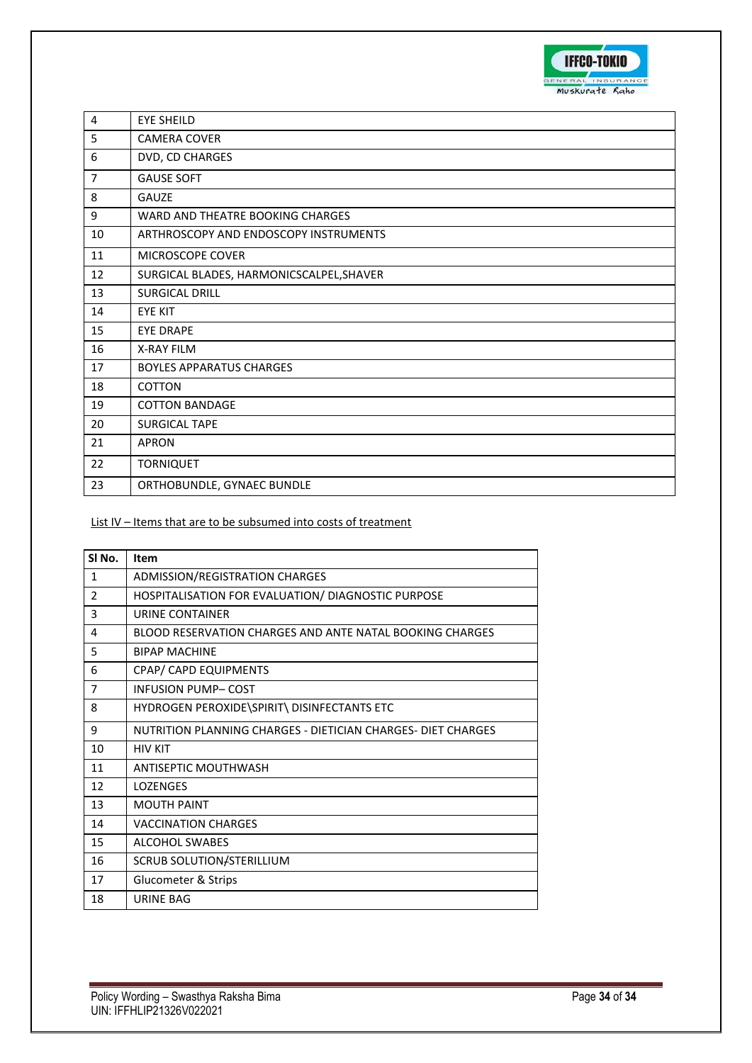| | |
|---|---|
| 4 | EYE SHEILD |
| 5 | CAMERA COVER |
| 6 | DVD, CD CHARGES |
| 7 | GAUSE SOFT |
| 8 | GAUZE |
| 9 | WARD AND THEATRE BOOKING CHARGES |
| 10 | ARTHROSCOPY AND ENDOSCOPY INSTRUMENTS |
| 11 | MICROSCOPE COVER |
| 12 | SURGICAL BLADES, HARMONICSCALPEL,SHAVER |
| 13 | SURGICAL DRILL |
| 14 | EYE KIT |
| 15 | EYE DRAPE |
| 16 | X-RAY FILM |
| 17 | BOYLES APPARATUS CHARGES |
| 18 | COTTON |
| 19 | COTTON BANDAGE |
| 20 | SURGICAL TAPE |
| 21 | APRON |
| 22 | TORNIQUET |
| 23 | ORTHOBUNDLE, GYNAEC BUNDLE |

List IV – Items that are to be subsumed into costs of treatment

| Sl No. | Item |
|---|---|
| 1 | ADMISSION/REGISTRATION CHARGES |
| 2 | HOSPITALISATION FOR EVALUATION/ DIAGNOSTIC PURPOSE |
| 3 | URINE CONTAINER |
| 4 | BLOOD RESERVATION CHARGES AND ANTE NATAL BOOKING CHARGES |
| 5 | BIPAP MACHINE |
| 6 | CPAP/ CAPD EQUIPMENTS |
| 7 | INFUSION PUMP– COST |
| 8 | HYDROGEN PEROXIDE\SPIRIT\ DISINFECTANTS ETC |
| 9 | NUTRITION PLANNING CHARGES - DIETICIAN CHARGES- DIET CHARGES |
| 10 | HIV KIT |
| 11 | ANTISEPTIC MOUTHWASH |
| 12 | LOZENGES |
| 13 | MOUTH PAINT |
| 14 | VACCINATION CHARGES |
| 15 | ALCOHOL SWABES |
| 16 | SCRUB SOLUTION/STERILLIUM |
| 17 | Glucometer & Strips |
| 18 | URINE BAG |

Policy Wording – Swasthya Raksha Bima
UIN: IFFHLIP21326V022021